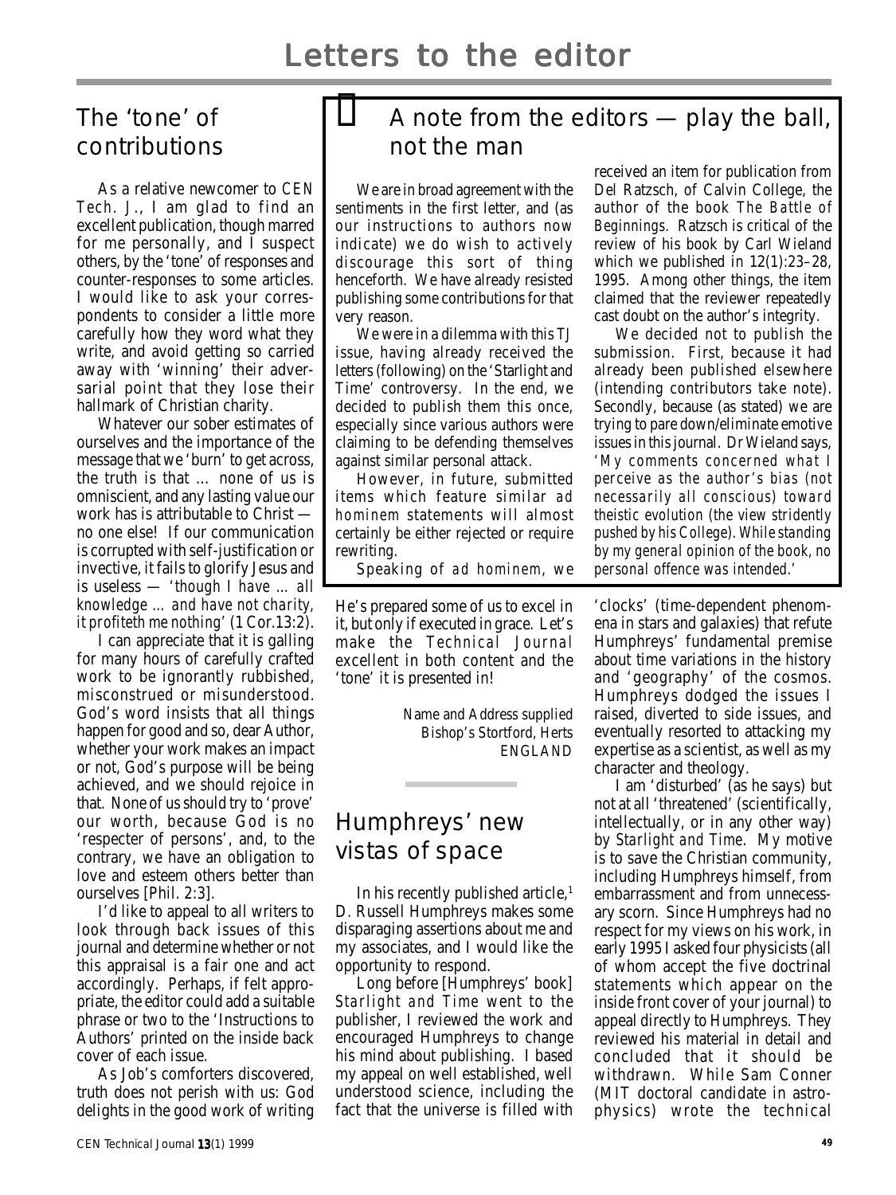# Letters to the editor

## The 'tone' of contributions

As a relative newcomer to *CEN Tech. J.*, I am glad to find an excellent publication, though marred for me personally, and I suspect others, by the 'tone' of responses and counter-responses to some articles. I would like to ask your correspondents to consider a little more carefully how they word what they write, and avoid getting so carried away with 'winning' their adversarial point that they lose their hallmark of Christian charity.

Whatever our sober estimates of ourselves and the importance of the message that we 'burn' to get across, the truth is that … none of us is omniscient, and any lasting value our work has is attributable to Christ — no one else! If our communication is corrupted with self-justification or invective, it fails to glorify Jesus and is useless — '*though I have … all knowledge … and have not charity, it profiteth me nothing*' (1 Cor.13:2).

I can appreciate that it is galling for many hours of carefully crafted work to be ignorantly rubbished, misconstrued or misunderstood. God's word insists that all things happen for good and so, dear Author, whether your work makes an impact or not, God's purpose will be being achieved, and we should rejoice in that. None of us should try to 'prove' our worth, because God is no 'respecter of persons', and, to the contrary, we have an obligation to love and esteem others better than ourselves [Phil. 2:3].

I'd like to appeal to all writers to look through back issues of this journal and determine whether or not this appraisal is a fair one and act accordingly. Perhaps, if felt appropriate, the editor could add a suitable phrase or two to the 'Instructions to Authors' printed on the inside back cover of each issue.

As Job's comforters discovered, truth does not perish with us: God delights in the good work of writing He's prepared some of us to excel in it, but only if executed in grace. Let's make the *Technical Journal* excellent in both content and the 'tone' it is presented in!

Name and Address supplied
Bishop's Stortford, Herts
ENGLAND

## A note from the editors — play the ball, not the man

We are in broad agreement with the sentiments in the first letter, and (as our instructions to authors now indicate) we do wish to actively discourage this sort of thing henceforth. We have already resisted publishing some contributions for that very reason.

We were in a dilemma with this TJ issue, having already received the letters (following) on the 'Starlight and Time' controversy. In the end, we decided to publish them this once, especially since various authors were claiming to be defending themselves against similar personal attack.

However, in future, submitted items which feature similar *ad hominem* statements will almost certainly be either rejected or require rewriting.

Speaking of *ad hominem*, we received an item for publication from Del Ratzsch, of Calvin College, the author of the book *The Battle of Beginnings*. Ratzsch is critical of the review of his book by Carl Wieland which we published in 12(1):23–28, 1995. Among other things, the item claimed that the reviewer repeatedly cast doubt on the author's integrity.

We decided not to publish the submission. First, because it had already been published elsewhere (intending contributors take note). Secondly, because (as stated) we are trying to pare down/eliminate emotive issues in this journal. Dr Wieland says, '*My comments concerned what I perceive as the author's bias (not necessarily all conscious) toward theistic evolution (the view stridently pushed by his College). While standing by my general opinion of the book, no personal offence was intended.*'

## Humphreys' new vistas of space

In his recently published article,[1] D. Russell Humphreys makes some disparaging assertions about me and my associates, and I would like the opportunity to respond.

Long before [Humphreys' book] *Starlight and Time* went to the publisher, I reviewed the work and encouraged Humphreys to change his mind about publishing. I based my appeal on well established, well understood science, including the fact that the universe is filled with 'clocks' (time-dependent phenomena in stars and galaxies) that refute Humphreys' fundamental premise about time variations in the history and 'geography' of the cosmos. Humphreys dodged the issues I raised, diverted to side issues, and eventually resorted to attacking my expertise as a scientist, as well as my character and theology.

I am 'disturbed' (as he says) but not at all 'threatened' (scientifically, intellectually, or in any other way) by *Starlight and Time*. My motive is to save the Christian community, including Humphreys himself, from embarrassment and from unnecessary scorn. Since Humphreys had no respect for my views on his work, in early 1995 I asked four physicists (all of whom accept the five doctrinal statements which appear on the inside front cover of your journal) to appeal directly to Humphreys. They reviewed his material in detail and concluded that it should be withdrawn. While Sam Conner (MIT doctoral candidate in astrophysics) wrote the technical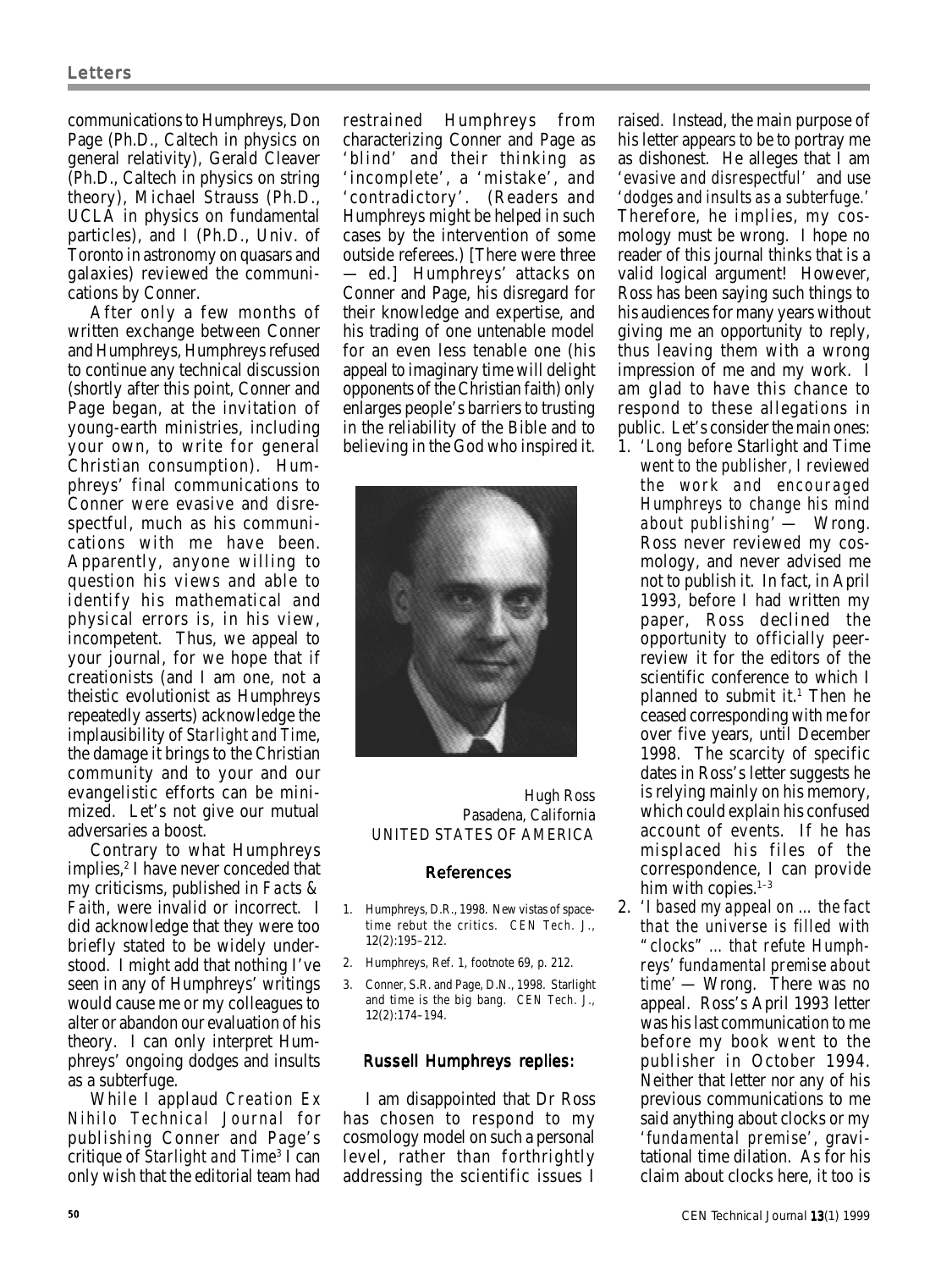communications to Humphreys, Don Page (Ph.D., Caltech in physics on general relativity), Gerald Cleaver (Ph.D., Caltech in physics on string theory), Michael Strauss (Ph.D., UCLA in physics on fundamental particles), and I (Ph.D., Univ. of Toronto in astronomy on quasars and galaxies) reviewed the communications by Conner.

After only a few months of written exchange between Conner and Humphreys, Humphreys refused to continue any technical discussion (shortly after this point, Conner and Page began, at the invitation of young-earth ministries, including your own, to write for general Christian consumption). Humphreys' final communications to Conner were evasive and disrespectful, much as his communications with me have been. Apparently, anyone willing to question his views and able to identify his mathematical and physical errors is, in his view, incompetent. Thus, we appeal to your journal, for we hope that if creationists (and I am one, not a theistic evolutionist as Humphreys repeatedly asserts) acknowledge the implausibility of *Starlight and Time*, the damage it brings to the Christian community and to your and our evangelistic efforts can be minimized. Let's not give our mutual adversaries a boost.

Contrary to what Humphreys implies,[2] I have never conceded that my criticisms, published in *Facts & Faith*, were invalid or incorrect. I did acknowledge that they were too briefly stated to be widely understood. I might add that nothing I've seen in any of Humphreys' writings would cause me or my colleagues to alter or abandon our evaluation of his theory. I can only interpret Humphreys' ongoing dodges and insults as a subterfuge.

While I applaud *Creation Ex Nihilo Technical Journal* for publishing Conner and Page's critique of *Starlight and Time*[3] I can only wish that the editorial team had restrained Humphreys from characterizing Conner and Page as 'blind' and their thinking as 'incomplete', a 'mistake', and 'contradictory'. (Readers and Humphreys might be helped in such cases by the intervention of some outside referees.) [There were three — ed.] Humphreys' attacks on Conner and Page, his disregard for their knowledge and expertise, and his trading of one untenable model for an even less tenable one (his appeal to imaginary time will delight opponents of the Christian faith) only enlarges people's barriers to trusting in the reliability of the Bible and to believing in the God who inspired it.

Hugh Ross
Pasadena, California
UNITED STATES OF AMERICA

## References

1. Humphreys, D.R., 1998. New vistas of space-time rebut the critics. *CEN Tech. J.*, 12(2):195–212.
2. Humphreys, Ref. 1, footnote 69, p. 212.
3. Conner, S.R. and Page, D.N., 1998. Starlight and time is the big bang. *CEN Tech. J.*, 12(2):174–194.

## Russell Humphreys replies:

I am disappointed that Dr Ross has chosen to respond to my cosmology model on such a personal level, rather than forthrightly addressing the scientific issues I raised. Instead, the main purpose of his letter appears to be to portray me as dishonest. He alleges that I am *'evasive and disrespectful'* and use *'dodges and insults as a subterfuge.'* Therefore, he implies, my cosmology must be wrong. I hope no reader of this journal thinks that is a valid logical argument! However, Ross has been saying such things to his audiences for many years without giving me an opportunity to reply, thus leaving them with a wrong impression of me and my work. I am glad to have this chance to respond to these allegations in public. Let's consider the main ones:

1. *'Long before* Starlight and Time *went to the publisher, I reviewed the work and encouraged Humphreys to change his mind about publishing'* — Wrong. Ross never reviewed my cosmology, and never advised me not to publish it. In fact, in April 1993, before I had written my paper, Ross declined the opportunity to officially peer-review it for the editors of the scientific conference to which I planned to submit it.[1] Then he ceased corresponding with me for over five years, until December 1998. The scarcity of specific dates in Ross's letter suggests he is relying mainly on his memory, which could explain his confused account of events. If he has misplaced his files of the correspondence, I can provide him with copies.[1–3]
2. *'I based my appeal on ... the fact that the universe is filled with "clocks" ... that refute Humphreys' fundamental premise about time'* — Wrong. There was no appeal. Ross's April 1993 letter was his last communication to me before my book went to the publisher in October 1994. Neither that letter nor any of his previous communications to me said anything about clocks or my *'fundamental premise'*, gravitational time dilation. As for his claim about clocks here, it too is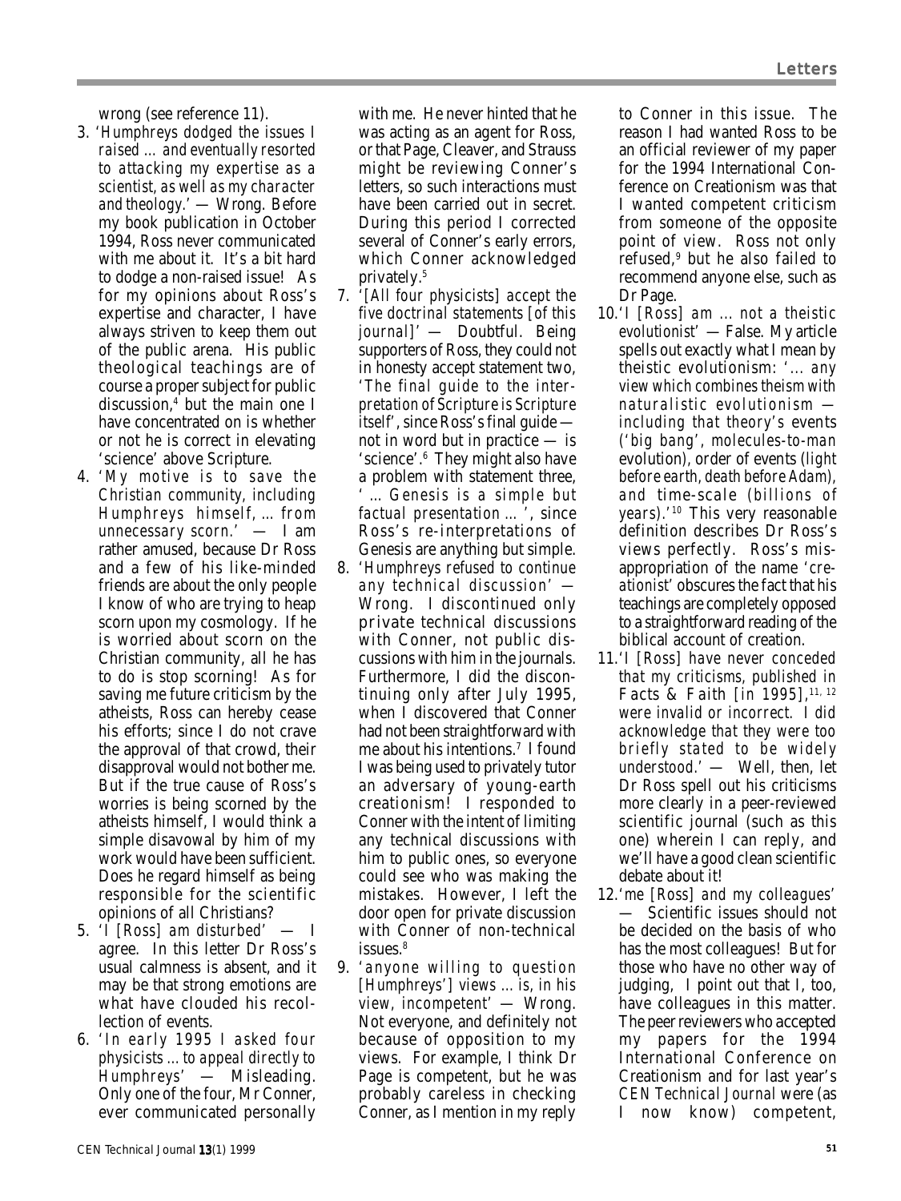wrong (see reference 11).

3. '*Humphreys dodged the issues I raised ... and eventually resorted to attacking my expertise as a scientist, as well as my character and theology.*' — Wrong. Before my book publication in October 1994, Ross never communicated with me about it. It's a bit hard to dodge a non-raised issue! As for my opinions about Ross's expertise and character, I have always striven to keep them out of the public arena. His public theological teachings are of course a proper subject for public discussion,[4] but the main one I have concentrated on is whether or not he is correct in elevating 'science' above Scripture.
4. '*My motive is to save the Christian community, including Humphreys himself, ... from unnecessary scorn.*' — I am rather amused, because Dr Ross and a few of his like-minded friends are about the only people I know of who are trying to heap scorn upon my cosmology. If he is worried about scorn on the Christian community, all he has to do is stop scorning! As for saving me future criticism by the atheists, Ross can hereby cease his efforts; since I do not crave the approval of that crowd, their disapproval would not bother me. But if the true cause of Ross's worries is being scorned by the atheists himself, I would think a simple disavowal by him of my work would have been sufficient. Does he regard himself as being responsible for the scientific opinions of all Christians?
5. '*I [Ross] am disturbed*' — I agree. In this letter Dr Ross's usual calmness is absent, and it may be that strong emotions are what have clouded his recollection of events.
6. '*In early 1995 I asked four physicists ... to appeal directly to Humphreys*' — Misleading. Only one of the four, Mr Conner, ever communicated personally with me. He never hinted that he was acting as an agent for Ross, or that Page, Cleaver, and Strauss might be reviewing Conner's letters, so such interactions must have been carried out in secret. During this period I corrected several of Conner's early errors, which Conner acknowledged privately.[5]
7. '*[All four physicists] accept the five doctrinal statements [of this journal]*' — Doubtful. Being supporters of Ross, they could not in honesty accept statement two, '*The final guide to the interpretation of Scripture is Scripture itself*', since Ross's final guide — not in word but in practice — is 'science'.[6] They might also have a problem with statement three, '*... Genesis is a simple but factual presentation ...*', since Ross's re-interpretations of Genesis are anything but simple.
8. '*Humphreys refused to continue any technical discussion*' — Wrong. I discontinued only private technical discussions with Conner, not public discussions with him in the journals. Furthermore, I did the discontinuing only after July 1995, when I discovered that Conner had not been straightforward with me about his intentions.[7] I found I was being used to privately tutor an adversary of young-earth creationism! I responded to Conner with the intent of limiting any technical discussions with him to public ones, so everyone could see who was making the mistakes. However, I left the door open for private discussion with Conner of non-technical issues.[8]
9. '*anyone willing to question [Humphreys'] views ... is, in his view, incompetent*' — Wrong. Not everyone, and definitely not because of opposition to my views. For example, I think Dr Page is competent, but he was probably careless in checking Conner, as I mention in my reply to Conner in this issue. The reason I had wanted Ross to be an official reviewer of my paper for the 1994 International Conference on Creationism was that I wanted competent criticism from someone of the opposite point of view. Ross not only refused,[9] but he also failed to recommend anyone else, such as Dr Page.
10. '*I [Ross] am ... not a theistic evolutionist*' — False. My article spells out exactly what I mean by theistic evolutionism: '*... any view which combines theism with naturalistic evolutionism — including that theory's* events *('big bang', molecules-to-man* evolution), order of events (*light before earth, death before Adam*), and time-scale (*billions of years*).'[10] This very reasonable definition describes Dr Ross's views perfectly. Ross's misappropriation of the name '*creationist*' obscures the fact that his teachings are completely opposed to a straightforward reading of the biblical account of creation.
11. '*I [Ross] have never conceded that my criticisms, published in* Facts & Faith *[in 1995],*[11, 12] *were invalid or incorrect. I did acknowledge that they were too briefly stated to be widely understood.*' — Well, then, let Dr Ross spell out his criticisms more clearly in a peer-reviewed scientific journal (such as this one) wherein I can reply, and we'll have a good clean scientific debate about it!
12. '*me [Ross] and my colleagues*' — Scientific issues should not be decided on the basis of who has the most colleagues! But for those who have no other way of judging, I point out that I, too, have colleagues in this matter. The peer reviewers who accepted my papers for the 1994 International Conference on Creationism and for last year's *CEN Technical Journal* were (as I now know) competent,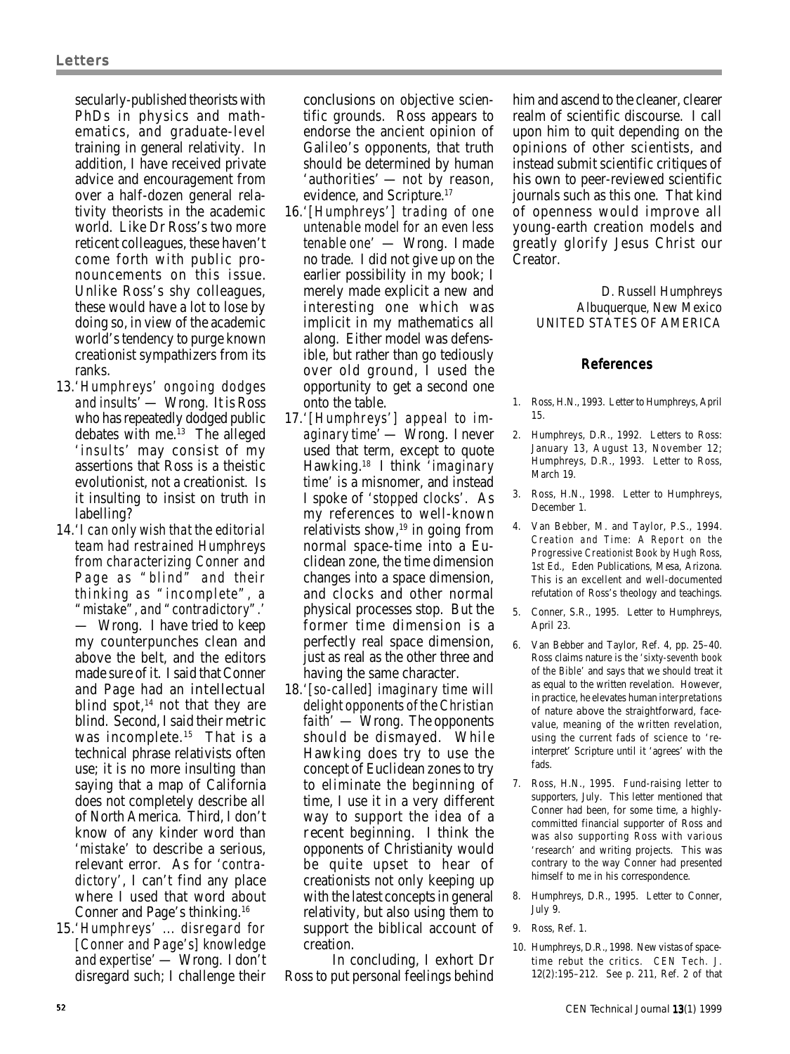secularly-published theorists with PhDs in physics and mathematics, and graduate-level training in general relativity. In addition, I have received private advice and encouragement from over a half-dozen general relativity theorists in the academic world. Like Dr Ross's two more reticent colleagues, these haven't come forth with public pronouncements on this issue. Unlike Ross's shy colleagues, these would have a lot to lose by doing so, in view of the academic world's tendency to purge known creationist sympathizers from its ranks.

13. '*Humphreys' ongoing dodges and insults*' — Wrong. It is Ross who has repeatedly dodged public debates with me.[13] The alleged '*insults*' may consist of my assertions that Ross is a theistic evolutionist, not a creationist. Is it insulting to insist on truth in labelling?

14. '*I can only wish that the editorial team had restrained Humphreys from characterizing Conner and Page as "blind" and their thinking as "incomplete", a "mistake", and "contradictory".*' — Wrong. I have tried to keep my counterpunches clean and above the belt, and the editors made sure of it. I said that Conner and Page had an intellectual blind spot,[14] not that they are blind. Second, I said their metric was incomplete.[15] That is a technical phrase relativists often use; it is no more insulting than saying that a map of California does not completely describe all of North America. Third, I don't know of any kinder word than '*mistake*' to describe a serious, relevant error. As for '*contradictory*', I can't find any place where I used that word about Conner and Page's thinking.[16]

15. '*Humphreys' … disregard for [Conner and Page's] knowledge and expertise*' — Wrong. I don't disregard such; I challenge their conclusions on objective scientific grounds. Ross appears to endorse the ancient opinion of Galileo's opponents, that truth should be determined by human 'authorities' — not by reason, evidence, and Scripture.[17]

16. '*[Humphreys'] trading of one untenable model for an even less tenable one*' — Wrong. I made no trade. I did not give up on the earlier possibility in my book; I merely made explicit a new and interesting one which was implicit in my mathematics all along. Either model was defensible, but rather than go tediously over old ground, I used the opportunity to get a second one onto the table.

17. '*[Humphreys'] appeal to imaginary time*' — Wrong. I never used that term, except to quote Hawking.[18] I think '*imaginary time*' is a misnomer, and instead I spoke of '*stopped clocks*'. As my references to well-known relativists show,[19] in going from normal space-time into a Euclidean zone, the time dimension changes into a space dimension, and clocks and other normal physical processes stop. But the former time dimension is a perfectly real space dimension, just as real as the other three and having the same character.

18. '*[so-called] imaginary time will delight opponents of the Christian faith*' — Wrong. The opponents should be dismayed. While Hawking does try to use the concept of Euclidean zones to try to eliminate the beginning of time, I use it in a very different way to support the idea of a *recent* beginning. I think the opponents of Christianity would be quite upset to hear of creationists not only keeping up with the latest concepts in general relativity, but also using them to support the biblical account of creation.

In concluding, I exhort Dr Ross to put personal feelings behind him and ascend to the cleaner, clearer realm of scientific discourse. I call upon him to quit depending on the opinions of other scientists, and instead submit scientific critiques of his own to peer-reviewed scientific journals such as this one. That kind of openness would improve all young-earth creation models and greatly glorify Jesus Christ our Creator.

D. Russell Humphreys
Albuquerque, New Mexico
UNITED STATES OF AMERICA

## References

1. Ross, H.N., 1993. Letter to Humphreys, April 15.
2. Humphreys, D.R., 1992. Letters to Ross: January 13, August 13, November 12; Humphreys, D.R., 1993. Letter to Ross, March 19.
3. Ross, H.N., 1998. Letter to Humphreys, December 1.
4. Van Bebber, M. and Taylor, P.S., 1994. *Creation and Time: A Report on the Progressive Creationist Book by Hugh Ross*, 1st Ed., Eden Publications, Mesa, Arizona. This is an excellent and well-documented refutation of Ross's theology and teachings.
5. Conner, S.R., 1995. Letter to Humphreys, April 23.
6. Van Bebber and Taylor, Ref. 4, pp. 25–40. Ross claims nature is the '*sixty-seventh book of the Bible*' and says that we should treat it as equal to the written revelation. However, in practice, he elevates human *interpretations* of nature above the straightforward, face-value, meaning of the written revelation, using the current fads of science to 're-interpret' Scripture until it 'agrees' with the fads.
7. Ross, H.N., 1995. Fund-raising letter to supporters, July. This letter mentioned that Conner had been, for some time, a highly-committed financial supporter of Ross and was also supporting Ross with various 'research' and writing projects. This was contrary to the way Conner had presented himself to me in his correspondence.
8. Humphreys, D.R., 1995. Letter to Conner, July 9.
9. Ross, Ref. 1.
10. Humphreys, D.R., 1998. New vistas of space-time rebut the critics. *CEN Tech. J.* 12(2):195–212. See p. 211, Ref. 2 of that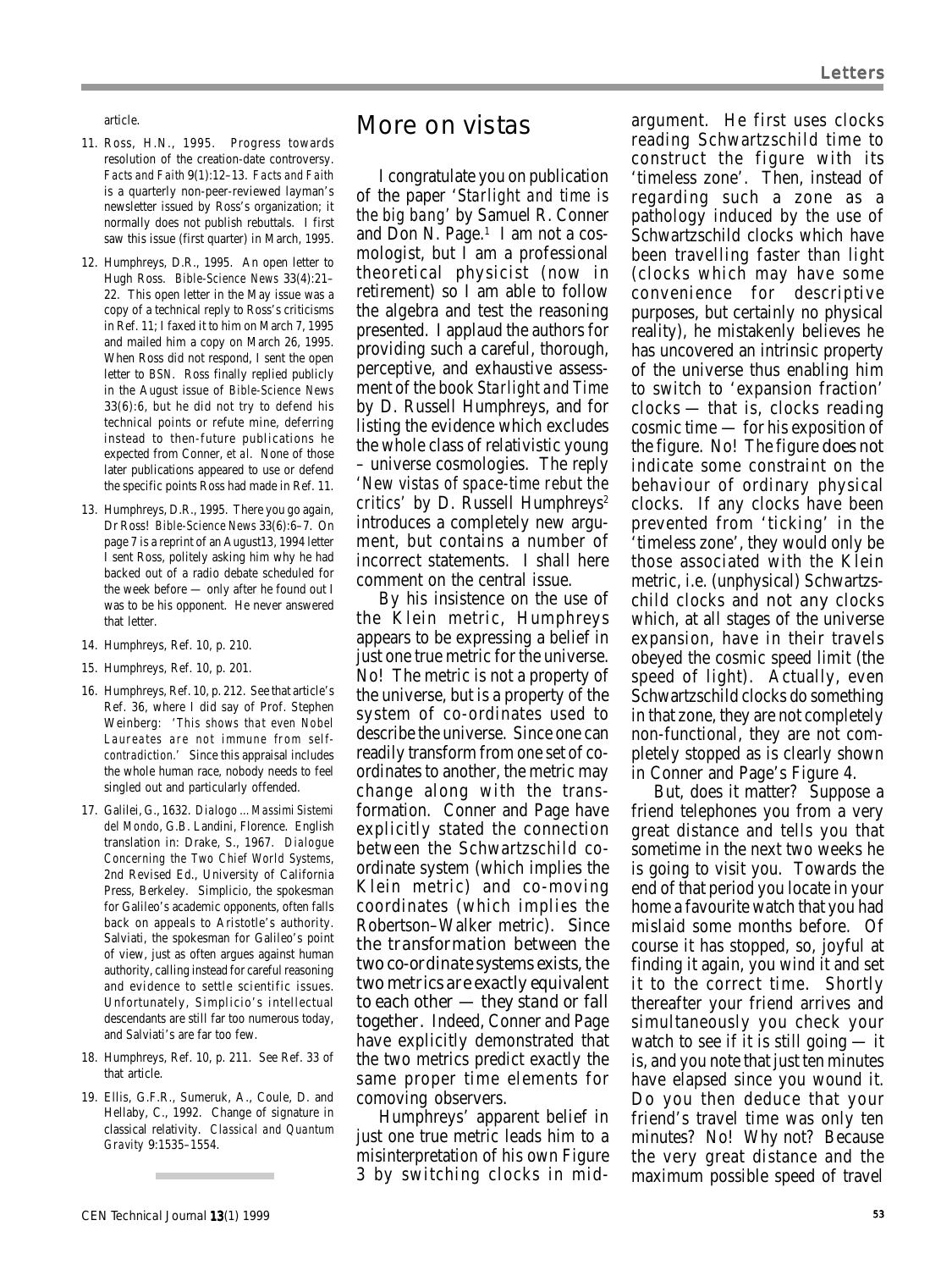article.

11. Ross, H.N., 1995. Progress towards resolution of the creation-date controversy. *Facts and Faith* 9(1):12–13. *Facts and Faith* is a quarterly non-peer-reviewed layman's newsletter issued by Ross's organization; it normally does not publish rebuttals. I first saw this issue (first quarter) in March, 1995.
12. Humphreys, D.R., 1995. An open letter to Hugh Ross. *Bible-Science News* 33(4):21–22. This open letter in the May issue was a copy of a technical reply to Ross's criticisms in Ref. 11; I faxed it to him on March 7, 1995 and mailed him a copy on March 26, 1995. When Ross did not respond, I sent the open letter to *BSN*. Ross finally replied publicly in the August issue of *Bible-Science News* 33(6):6, but he did not try to defend his technical points or refute mine, deferring instead to then-future publications he expected from Conner, *et al*. None of those later publications appeared to use or defend the specific points Ross had made in Ref. 11.
13. Humphreys, D.R., 1995. There you go again, Dr Ross! *Bible-Science News* 33(6):6–7. On page 7 is a reprint of an August13, 1994 letter I sent Ross, politely asking him why he had backed out of a radio debate scheduled for the week before — only after he found out I was to be his opponent. He never answered that letter.
14. Humphreys, Ref. 10, p. 210.
15. Humphreys, Ref. 10, p. 201.
16. Humphreys, Ref. 10, p. 212. See that article's Ref. 36, where I did say of Prof. Stephen Weinberg: '*This shows that even Nobel Laureates are not immune from self-contradiction.*' Since this appraisal includes the whole human race, nobody needs to feel singled out and particularly offended.
17. Galilei, G., 1632. *Dialogo ... Massimi Sistemi del Mondo*, G.B. Landini, Florence. English translation in: Drake, S., 1967. *Dialogue Concerning the Two Chief World Systems*, 2nd Revised Ed., University of California Press, Berkeley. Simplicio, the spokesman for Galileo's academic opponents, often falls back on appeals to Aristotle's authority. Salviati, the spokesman for Galileo's point of view, just as often argues against human authority, calling instead for careful reasoning and evidence to settle scientific issues. Unfortunately, Simplicio's intellectual descendants are still far too numerous today, and Salviati's are far too few.
18. Humphreys, Ref. 10, p. 211. See Ref. 33 of that article.
19. Ellis, G.F.R., Sumeruk, A., Coule, D. and Hellaby, C., 1992. Change of signature in classical relativity. *Classical and Quantum Gravity* 9:1535–1554.

## More on vistas

I congratulate you on publication of the paper '*Starlight and time is the big bang*' by Samuel R. Conner and Don N. Page.[1] I am not a cosmologist, but I am a professional theoretical physicist (now in retirement) so I am able to follow the algebra and test the reasoning presented. I applaud the authors for providing such a careful, thorough, perceptive, and exhaustive assessment of the book *Starlight and Time* by D. Russell Humphreys, and for listing the evidence which excludes the whole class of relativistic young – universe cosmologies. The reply '*New vistas of space-time rebut the critics*' by D. Russell Humphreys[2] introduces a completely new argument, but contains a number of incorrect statements. I shall here comment on the central issue.

By his insistence on the use of the Klein metric, Humphreys appears to be expressing a belief in just one true metric for the universe. No! The metric is not a property of the universe, but is a property of the system of co-ordinates used to describe the universe. Since one can readily transform from one set of co-ordinates to another, the metric may change along with the transformation. Conner and Page have explicitly stated the connection between the Schwartzschild co-ordinate system (which implies the Klein metric) and co-moving coordinates (which implies the Robertson–Walker metric). Since the transformation between the two co-ordinate systems exists, the two metrics are exactly equivalent to each other — they stand or fall together. Indeed, Conner and Page have explicitly demonstrated that the two metrics predict exactly the same proper time elements for comoving observers.

Humphreys' apparent belief in just one true metric leads him to a misinterpretation of his own Figure 3 by switching clocks in mid-argument. He first uses clocks reading Schwartzschild time to construct the figure with its 'timeless zone'. Then, instead of regarding such a zone as a pathology induced by the use of Schwartzschild clocks which have been travelling faster than light (clocks which may have some convenience for descriptive purposes, but certainly no physical reality), he mistakenly believes he has uncovered an intrinsic property of the universe thus enabling him to switch to 'expansion fraction' clocks — that is, clocks reading cosmic time — for his exposition of the figure. No! The figure *does not* indicate some constraint on the behaviour of ordinary physical clocks. If any clocks have been prevented from 'ticking' in the 'timeless zone', they would only be those associated with the Klein metric, i.e. (unphysical) Schwartzschild clocks and not any clocks which, at all stages of the universe expansion, have in their travels obeyed the cosmic speed limit (the speed of light). Actually, even Schwartzschild clocks do something in that zone, they are not completely non-functional, they are not completely stopped as is clearly shown in Conner and Page's Figure 4.

But, does it matter? Suppose a friend telephones you from a very great distance and tells you that sometime in the next two weeks he is going to visit you. Towards the end of that period you locate in your home a favourite watch that you had mislaid some months before. Of course it has stopped, so, joyful at finding it again, you wind it and set it to the correct time. Shortly thereafter your friend arrives and simultaneously you check your watch to see if it is still going — it is, and you note that just ten minutes have elapsed since you wound it. Do you then deduce that your friend's travel time was only ten minutes? No! Why not? Because the very great distance and the maximum possible speed of travel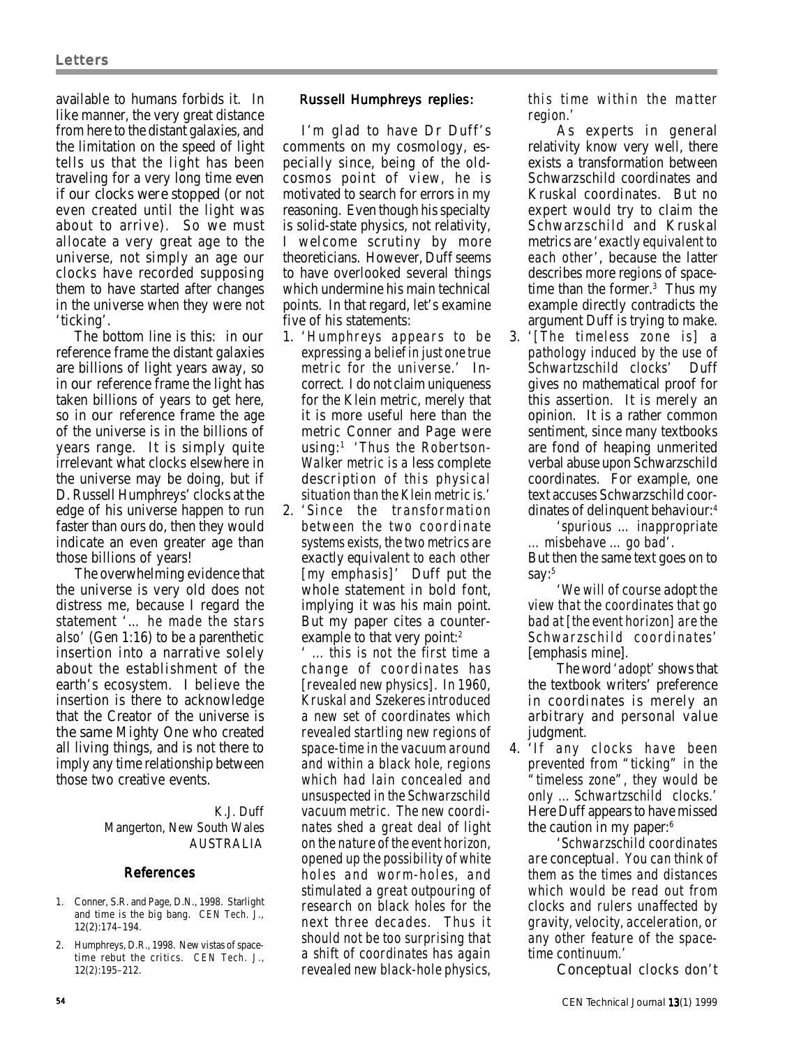available to humans forbids it. In like manner, the very great distance from here to the distant galaxies, and the limitation on the speed of light tells us that the light has been traveling for a very long time even if our clocks were stopped (or not even created until the light was about to arrive). So we must allocate a very great age to the universe, not simply an age our clocks have recorded supposing them to have started after changes in the universe when they were not 'ticking'.

The bottom line is this: in our reference frame the distant galaxies are billions of light years away, so in our reference frame the light has taken billions of years to get here, so in our reference frame the age of the universe is in the billions of years range. It is simply quite irrelevant what clocks elsewhere in the universe may be doing, but if D. Russell Humphreys' clocks at the edge of his universe happen to run faster than ours do, then they would indicate an even greater age than those billions of years!

The overwhelming evidence that the universe is very old does not distress me, because I regard the statement '*… he made the stars also*' (Gen 1:16) to be a parenthetic insertion into a narrative solely about the establishment of the earth's ecosystem. I believe the insertion is there to acknowledge that the Creator of the universe is the same Mighty One who created all living things, and is not there to imply any time relationship between those two creative events.

K.J. Duff
Mangerton, New South Wales
AUSTRALIA

## References

1. Conner, S.R. and Page, D.N., 1998. Starlight and time is the big bang. *CEN Tech. J.*, 12(2):174–194.
2. Humphreys, D.R., 1998. New vistas of space-time rebut the critics. *CEN Tech. J.*, 12(2):195–212.

## Russell Humphreys replies:

I'm glad to have Dr Duff's comments on my cosmology, especially since, being of the old-cosmos point of view, he is motivated to search for errors in my reasoning. Even though his specialty is solid-state physics, not relativity, I welcome scrutiny by more theoreticians. However, Duff seems to have overlooked several things which undermine his main technical points. In that regard, let's examine five of his statements:

1. '*Humphreys appears to be expressing a belief in just one true metric for the universe.*' Incorrect. I do not claim uniqueness for the Klein metric, merely that it is more useful here than the metric Conner and Page were using:[1] '*Thus the Robertson-Walker metric is a less complete description of this physical situation than the Klein metric is.*'
2. '*Since the transformation between the two coordinate systems exists, the two metrics are **exactly equivalent** to each other [my emphasis]*' Duff put the whole statement in bold font, implying it was his main point. But my paper cites a counter-example to that very point:[2]

   '*… this is not the first time a change of coordinates has [revealed new physics]. In 1960, Kruskal and Szekeres introduced a new set of coordinates which revealed startling new regions of space-time in the vacuum around and within a black hole, regions which had lain concealed and unsuspected in the Schwarzschild vacuum metric. The new coordinates shed a great deal of light on the nature of the event horizon, opened up the possibility of white holes and worm-holes, and stimulated a great outpouring of research on black holes for the next three decades. Thus it should not be too surprising that a shift of coordinates has again revealed new black-hole physics, this time within the matter region.*'

   As experts in general relativity know very well, there exists a transformation between Schwarzschild coordinates and Kruskal coordinates. But no expert would try to claim the Schwarzschild and Kruskal metrics are '*exactly equivalent to each other*', because the latter describes more regions of space-time than the former.[3] Thus my example directly contradicts the argument Duff is trying to make.
3. '*[The timeless zone is] a pathology induced by the use of Schwartzschild clocks*' Duff gives no mathematical proof for this assertion. It is merely an opinion. It is a rather common sentiment, since many textbooks are fond of heaping unmerited verbal abuse upon Schwarzschild coordinates. For example, one text accuses Schwarzschild coordinates of delinquent behaviour:[4]

   '*spurious … inappropriate … misbehave … go bad*'.

   But then the same text goes on to say:[5]

   '*We will of course **adopt** the view that the coordinates that go bad at [the event horizon] are the Schwarzschild coordinates*' [emphasis mine].

   The word '*adopt*' shows that the textbook writers' preference in coordinates is merely an arbitrary and personal value judgment.
4. '*If any clocks have been prevented from "ticking" in the "timeless zone", they would be only … Schwartzschild clocks.*' Here Duff appears to have missed the caution in my paper:[6]

   '*Schwarzschild coordinates are conceptual. You can think of them as the times and distances which would be read out from clocks and rulers unaffected by gravity, velocity, acceleration, or any other feature of the space-time continuum.*'

   Conceptual clocks don't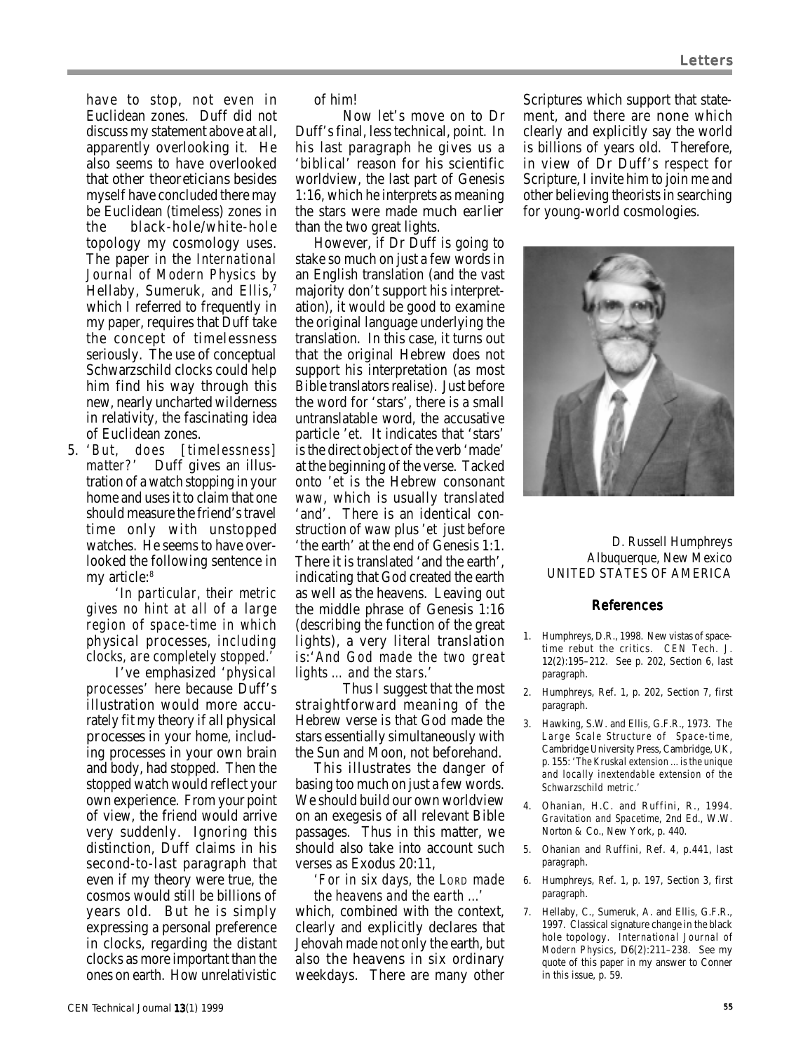have to stop, not even in Euclidean zones. Duff did not discuss my statement above at all, apparently overlooking it. He also seems to have overlooked that other theoreticians besides myself have concluded there may be Euclidean (timeless) zones in the black-hole/white-hole topology my cosmology uses. The paper in the *International Journal of Modern Physics* by Hellaby, Sumeruk, and Ellis,[7] which I referred to frequently in my paper, requires that Duff take the concept of timelessness seriously. The use of conceptual Schwarzschild clocks could help him find his way through this new, nearly uncharted wilderness in relativity, the fascinating idea of Euclidean zones.

5. '*But, does [timelessness] matter?*' Duff gives an illustration of a watch stopping in your home and uses it to claim that one should measure the friend's travel time only with unstopped watches. He seems to have overlooked the following sentence in my article:[8]

   '*In particular, their metric gives no hint at all of a large region of space-time in which* physical processes, *including clocks, are completely stopped.*'

   I've emphasized '*physical processes*' here because Duff's illustration would more accurately fit my theory if all physical processes in your home, including processes in your own brain and body, had stopped. Then the stopped watch would reflect your own experience. From your point of view, the friend would arrive very suddenly. Ignoring this distinction, Duff claims in his second-to-last paragraph that even if my theory were true, the cosmos would still be billions of years old. But he is simply expressing a personal preference in clocks, regarding the distant clocks as more important than the ones on earth. How unrelativistic of him!

   Now let's move on to Dr Duff's final, less technical, point. In his last paragraph he gives us a 'biblical' reason for his scientific worldview, the last part of Genesis 1:16, which he interprets as meaning the stars were made much earlier than the two great lights.

However, if Dr Duff is going to stake so much on just a few words in an English translation (and the vast majority don't support his interpretation), it would be good to examine the original language underlying the translation. In this case, it turns out that the original Hebrew does not support his interpretation (as most Bible translators realise). Just before the word for 'stars', there is a small untranslatable word, the accusative particle *'et*. It indicates that 'stars' is the direct object of the verb 'made' at the beginning of the verse. Tacked onto *'et* is the Hebrew consonant *waw*, which is usually translated 'and'. There is an identical construction of *waw* plus *'et* just before 'the earth' at the end of Genesis 1:1. There it is translated 'and the earth', indicating that God created the earth as well as the heavens. Leaving out the middle phrase of Genesis 1:16 (describing the function of the great lights), a very literal translation is:'*And God made the two great lights ... and the stars.*'

Thus I suggest that the most straightforward meaning of the Hebrew verse is that God made the stars essentially simultaneously with the Sun and Moon, not beforehand.

This illustrates the danger of basing too much on just a few words. We should build our own worldview on an exegesis of all relevant Bible passages. Thus in this matter, we should also take into account such verses as Exodus 20:11,

'*For in six days, the* LORD *made the heavens and the earth ...*'

which, combined with the context, clearly and explicitly declares that Jehovah made not only the earth, but also the heavens in six ordinary weekdays. There are many other Scriptures which support that statement, and there are none which clearly and explicitly say the world is billions of years old. Therefore, in view of Dr Duff's respect for Scripture, I invite him to join me and other believing theorists in searching for young-world cosmologies.

D. Russell Humphreys
Albuquerque, New Mexico
UNITED STATES OF AMERICA

## References

1. Humphreys, D.R., 1998. New vistas of space-time rebut the critics. *CEN Tech. J.* 12(2):195–212. See p. 202, Section 6, last paragraph.
2. Humphreys, Ref. 1, p. 202, Section 7, first paragraph.
3. Hawking, S.W. and Ellis, G.F.R., 1973. *The Large Scale Structure of Space-time*, Cambridge University Press, Cambridge, UK, p. 155: '*The Kruskal extension ... is the unique and locally inextendable extension of the Schwarzschild metric.*'
4. Ohanian, H.C. and Ruffini, R., 1994. *Gravitation and Spacetime*, 2nd Ed., W.W. Norton & Co., New York, p. 440.
5. Ohanian and Ruffini, Ref. 4, p.441, last paragraph.
6. Humphreys, Ref. 1, p. 197, Section 3, first paragraph.
7. Hellaby, C., Sumeruk, A. and Ellis, G.F.R., 1997. Classical signature change in the black hole topology. *International Journal of Modern Physics*, D6(2):211–238. See my quote of this paper in my answer to Conner in this issue, p. 59.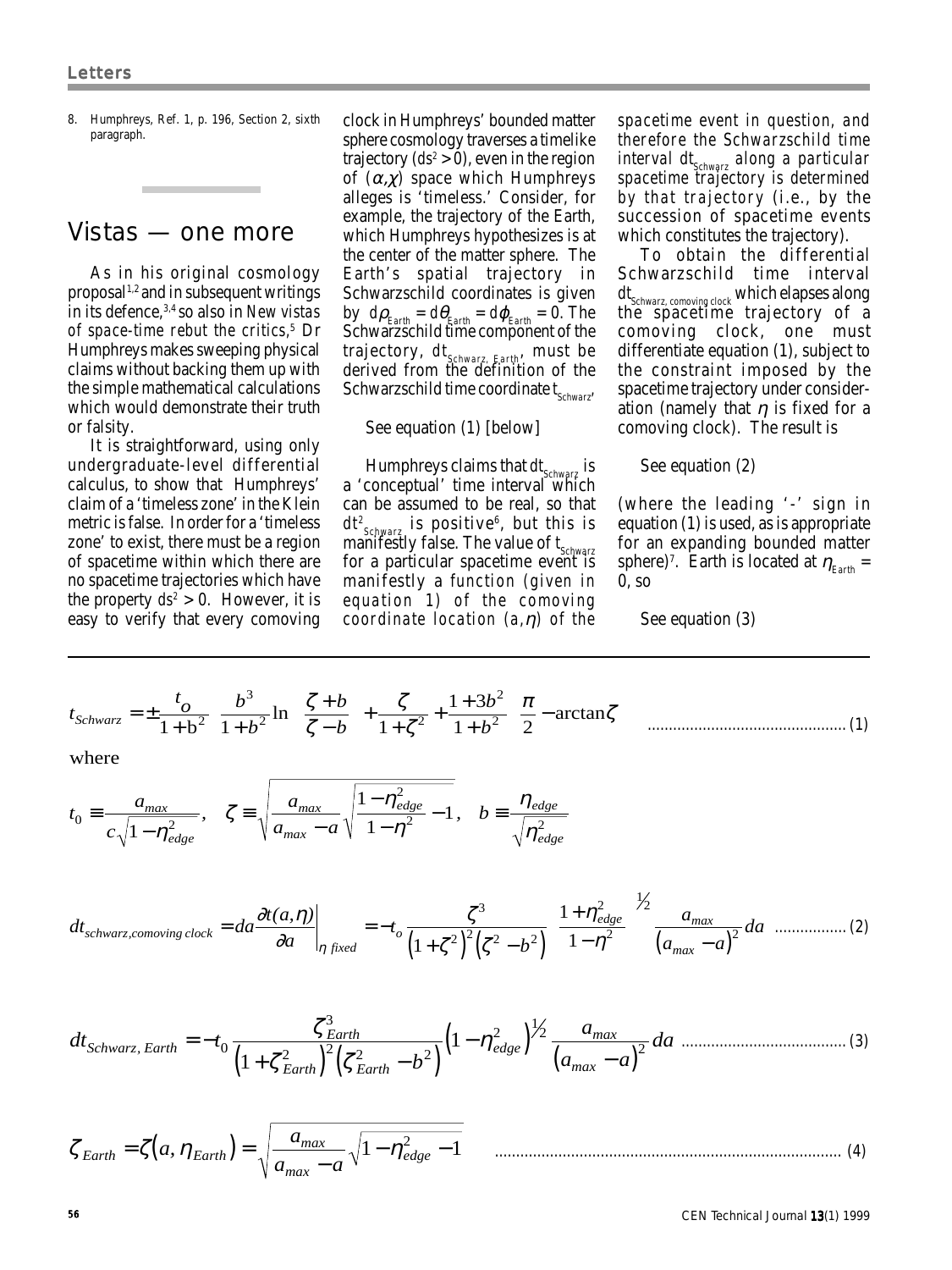8. Humphreys, Ref. 1, p. 196, Section 2, sixth paragraph.

## Vistas — one more

As in his original cosmology proposal[1,2] and in subsequent writings in its defence,[3,4] so also in *New vistas of space-time rebut the critics*,[5] Dr Humphreys makes sweeping physical claims without backing them up with the simple mathematical calculations which would demonstrate their truth or falsity.

It is straightforward, using only undergraduate-level differential calculus, to show that Humphreys' claim of a 'timeless zone' in the Klein metric is false. In order for a 'timeless zone' to exist, there must be a region of spacetime within which there are no spacetime trajectories which have the property $ds^2 > 0$. However, it is easy to verify that every comoving clock in Humphreys' bounded matter sphere cosmology traverses a timelike trajectory ($ds^2 > 0$), even in the region of $(\alpha,\chi)$ space which Humphreys alleges is 'timeless.' Consider, for example, the trajectory of the Earth, which Humphreys hypothesizes is at the center of the matter sphere. The Earth's spatial trajectory in Schwarzschild coordinates is given by $d\rho_{Earth} = d\theta_{Earth} = d\phi_{Earth} = 0$. The Schwarzschild time component of the trajectory, $dt_{Schwarz,\ Earth}$, must be derived from the definition of the Schwarzschild time coordinate $t_{Schwarz}$,

See equation (1) [below]

Humphreys claims that $dt_{Schwarz}$ is a 'conceptual' time interval which can be assumed to be real, so that $dt^2_{Schwarz}$ is positive[6], but this is manifestly false. The value of $t_{Schwarz}$ for a particular spacetime event is manifestly a *function (given in equation 1) of the comoving coordinate location $(a,\eta)$ of the spacetime event in question, and therefore the Schwarzschild time interval $dt_{Schwarz}$ along a particular spacetime trajectory is determined by that trajectory* (i.e., by the succession of spacetime events which constitutes the trajectory).

To obtain the differential Schwarzschild time interval $dt_{Schwarz,\ comoving\ clock}$ which elapses along the spacetime trajectory of a comoving clock, one must differentiate equation (1), subject to the constraint imposed by the spacetime trajectory under consideration (namely that $\eta$ is fixed for a comoving clock). The result is

See equation (2)

(where the leading '-' sign in equation (1) is used, as is appropriate for an expanding bounded matter sphere)[7]. Earth is located at $\eta_{Earth} = 0$, so

See equation (3)

$$t_{Schwarz} = \pm\frac{t_o}{1+b^2}\left[\frac{b^3}{1+b^2}\ln\left(\frac{\zeta+b}{\zeta-b}\right)+\frac{\zeta}{1+\zeta^2}+\frac{1+3b^2}{1+b^2}\left(\frac{\pi}{2}-\arctan\zeta\right)\right] \qquad (1)$$

where

$$t_0 \equiv \frac{a_{max}}{c\sqrt{1-\eta^2_{edge}}},\quad \zeta \equiv \sqrt{\frac{a_{max}}{a_{max}-a}\sqrt{\frac{1-\eta^2_{edge}}{1-\eta^2}}-1},\quad b \equiv \frac{\eta_{edge}}{\sqrt{\eta^2_{edge}}}$$

$$dt_{schwarz,comoving\ clock} = da\left.\frac{\partial t(a,\eta)}{\partial a}\right|_{\eta\ fixed} = -t_o\frac{\zeta^3}{\left(1+\zeta^2\right)^2\left(\zeta^2-b^2\right)}\left(\frac{1+\eta^2_{edge}}{1-\eta^2}\right)^{1/2}\frac{a_{max}}{\left(a_{max}-a\right)^2}da \qquad (2)$$

$$dt_{Schwarz,\ Earth} = -t_0\frac{\zeta^3_{Earth}}{\left(1+\zeta^2_{Earth}\right)^2\left(\zeta^2_{Earth}-b^2\right)}\left(1-\eta^2_{edge}\right)^{1/2}\frac{a_{max}}{\left(a_{max}-a\right)^2}da \qquad (3)$$

$$\zeta_{Earth} = \zeta\left(a,\eta_{Earth}\right) = \sqrt{\frac{a_{max}}{a_{max}-a}\sqrt{1-\eta^2_{edge}}-1} \qquad (4)$$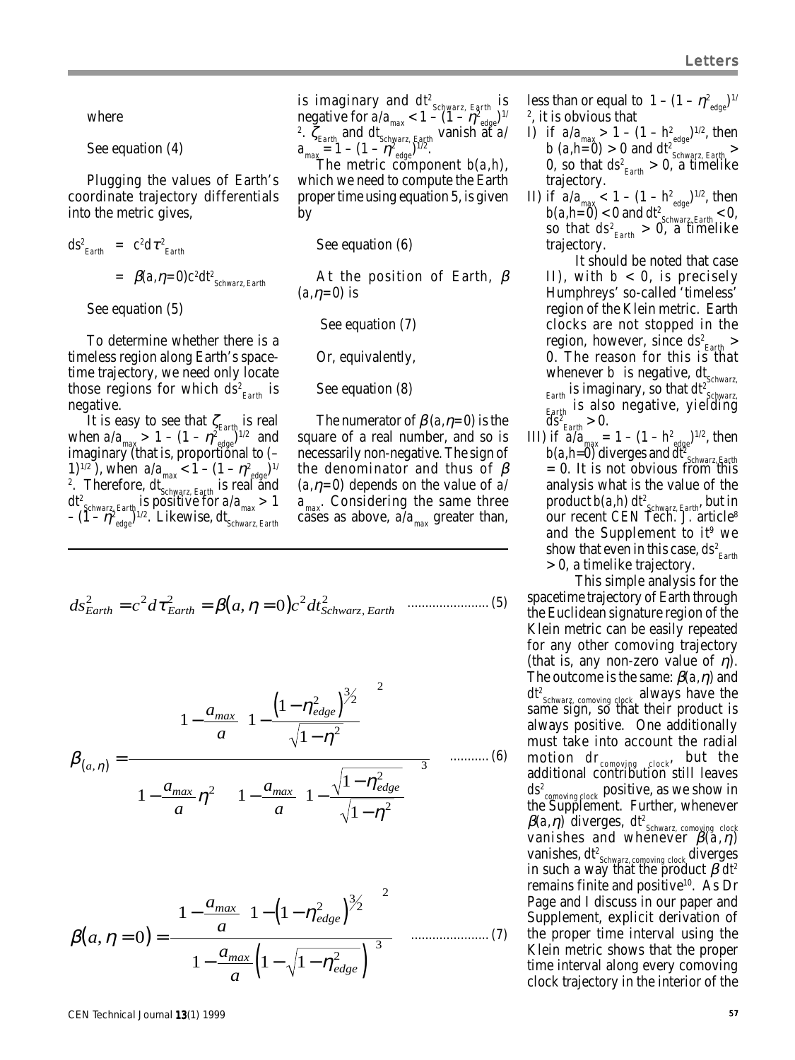where

See equation (4)

Plugging the values of Earth's coordinate trajectory differentials into the metric gives,

$$ds^2_{Earth} = c^2 d\tau^2_{Earth}$$

$$= \beta(a, \eta = 0) c^2 dt^2_{Schwarz, Earth}$$

See equation (5)

To determine whether there is a timeless region along Earth's spacetime trajectory, we need only locate those regions for which $ds^2_{Earth}$ is negative.

It is easy to see that $\zeta_{Earth}$ is real when $a/a_{max} > 1 - (1 - \eta^2_{edge})^{1/2}$ and imaginary (that is, proportional to $(-1)^{1/2}$), when $a/a_{max} < 1 - (1 - \eta^2_{edge})^{1/2}$. Therefore, $dt_{Schwarz, Earth}$ is real and $dt^2_{Schwarz, Earth}$ is positive for $a/a_{max} > 1 - (1 - \eta^2_{edge})^{1/2}$. Likewise, $dt_{Schwarz, Earth}$ is imaginary and $dt^2_{Schwarz, Earth}$ is negative for $a/a_{max} < 1 - (1 - \eta^2_{edge})^{1/2}$. $\zeta_{Earth}$ and $dt_{Schwarz, Earth}$ vanish at $a/a_{max} = 1 - (1 - \eta^2_{edge})^{1/2}$.

The metric component $b(a,h)$, which we need to compute the Earth proper time using equation 5, is given by

See equation (6)

At the position of Earth, $\beta(a, \eta = 0)$ is

See equation (7)

Or, equivalently,

See equation (8)

The numerator of $\beta(a, \eta = 0)$ is the square of a real number, and so is necessarily non-negative. The sign of the denominator and thus of $\beta(a, \eta = 0)$ depends on the value of $a/a_{max}$. Considering the same three cases as above, $a/a_{max}$ greater than, less than or equal to $1 - (1 - \eta^2_{edge})^{1/2}$, it is obvious that

I) if $a/a_{max} > 1 - (1 - h^2_{edge})^{1/2}$, then $b(a, h = 0) > 0$ and $dt^2_{Schwarz, Earth} > 0$, so that $ds^2_{Earth} > 0$, a timelike trajectory.

II) if $a/a_{max} < 1 - (1 - h^2_{edge})^{1/2}$, then $b(a, h = 0) < 0$ and $dt^2_{Schwarz, Earth} < 0$, so that $ds^2_{Earth} > 0$, a timelike trajectory.

It should be noted that case II), with $b < 0$, is precisely Humphreys' so-called 'timeless' region of the Klein metric. Earth clocks are not stopped in the region, however, since $ds^2_{Earth} > 0$. The reason for this is that whenever $b$ is negative, $dt_{Schwarz, Earth}$ is imaginary, so that $dt^2_{Schwarz, Earth}$ is also negative, yielding $ds^2_{Earth} > 0$.

III) if $a/a_{max} = 1 - (1 - h^2_{edge})^{1/2}$, then $b(a, h = 0)$ diverges and $dt^2_{Schwarz, Earth} = 0$. It is not obvious from this analysis what is the value of the product $b(a,h)\, dt^2_{Schwarz, Earth}$, but in our recent *CEN Tech. J.* article[8] and the Supplement to it[9] we show that even in this case, $ds^2_{Earth} > 0$, a timelike trajectory.

This simple analysis for the spacetime trajectory of Earth through the Euclidean signature region of the Klein metric can be easily repeated for any other comoving trajectory (that is, any non-zero value of $\eta$). The outcome is the same: $\beta(a, \eta)$ and $dt^2_{Schwarz, comoving\ clock}$ always have the same sign, so that their product is always positive. One additionally must take into account the radial motion $dr_{comoving\ clock}$, but the additional contribution still leaves $ds^2_{comoving\ clock}$ positive, as we show in the Supplement. Further, whenever $\beta(a, \eta)$ diverges, $dt^2_{Schwarz, comoving\ clock}$ vanishes and whenever $\beta(a, \eta)$ vanishes, $dt^2_{Schwarz, comoving\ clock}$ diverges in such a way that the product $\beta\, dt^2$ remains finite and positive[10]. As Dr Page and I discuss in our paper and Supplement, explicit derivation of the proper time interval using the Klein metric shows that the proper time interval along every comoving clock trajectory in the interior of the

$$ds^2_{Earth} = c^2 d\tau^2_{Earth} = \beta(a, \eta = 0) c^2 dt^2_{Schwarz, Earth} \quad \text{......................} (5)$$

$$\beta_{(a,\eta)} = \frac{\left[\left(1 - \frac{a_{max}}{a}\right)\left(1 - \frac{\left(1 - \eta^2_{edge}\right)^{3/2}}{\sqrt{1 - \eta^2}}\right)\right]^2}{\left(1 - \frac{a_{max}}{a}\eta^2\right)\left[\left(1 - \frac{a_{max}}{a}\right)\left(1 - \frac{\sqrt{1 - \eta^2_{edge}}}{\sqrt{1 - \eta^2}}\right)\right]^3} \quad \text{...........} (6)$$

$$\beta(a, \eta = 0) = \frac{\left[\left(1 - \frac{a_{max}}{a}\right)\left(1 - \left(1 - \eta^2_{edge}\right)^{3/2}\right)\right]^2}{\left[1 - \frac{a_{max}}{a}\left(1 - \sqrt{1 - \eta^2_{edge}}\right)\right]^3} \quad \text{......................} (7)$$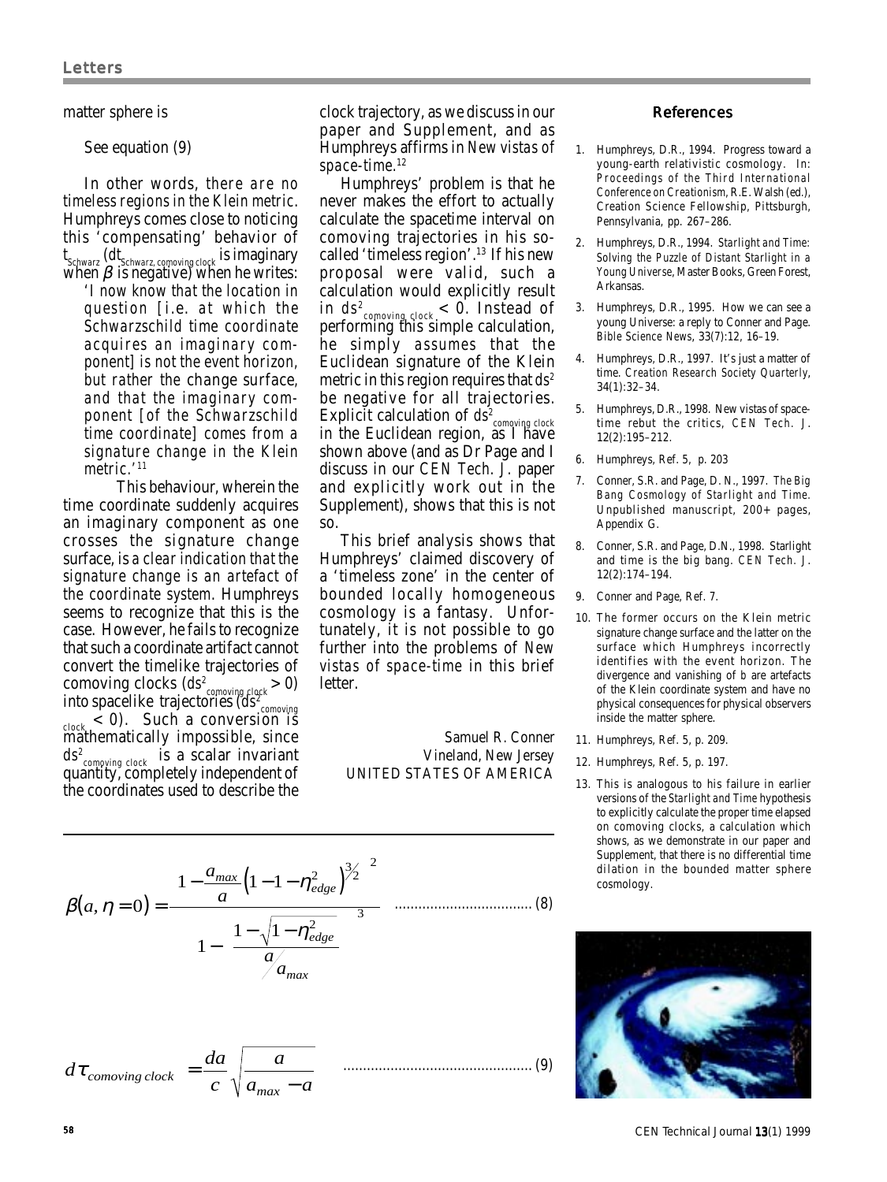matter sphere is

See equation (9)

In other words, *there are no timeless regions in the Klein metric.* Humphreys comes close to noticing this 'compensating' behavior of $t_{Schwarz}$ ($dt_{Schwarz,\,comoving\,clock}$ is imaginary when $\beta$ is negative) when he writes:

> 'I now know that the location in question [i.e. at which the Schwarzschild time coordinate acquires an imaginary component] is not the event horizon, but rather the change surface, and that the imaginary component [of the Schwarzschild time coordinate] comes from a signature change in the Klein metric.'[11]

This behaviour, wherein the time coordinate suddenly acquires an imaginary component as one crosses the signature change surface, is *a clear indication that the signature change is an artefact of the coordinate system.* Humphreys seems to recognize that this is the case. However, he fails to recognize that such a coordinate artifact cannot convert the timelike trajectories of comoving clocks ($ds^2_{comoving\,clock} > 0$) into spacelike trajectories ($ds^2_{comoving\,clock} < 0$). Such a conversion is mathematically impossible, since $ds^2_{comoving\,clock}$ is a scalar invariant quantity, completely independent of the coordinates used to describe the clock trajectory, as we discuss in our paper and Supplement, and as Humphreys affirms in *New vistas of space-time.*[12]

Humphreys' problem is that he never makes the effort to actually calculate the spacetime interval on comoving trajectories in his so-called 'timeless region'.[13] If his new proposal were valid, such a calculation would explicitly result in $ds^2_{comoving\,clock} < 0$. Instead of performing this simple calculation, he simply *assumes* that the Euclidean signature of the Klein metric in this region requires that $ds^2$ be negative for all trajectories. Explicit calculation of $ds^2_{comoving\,clock}$ in the Euclidean region, as I have shown above (and as Dr Page and I discuss in our *CEN Tech. J.* paper and explicitly work out in the Supplement), shows that this is not so.

This brief analysis shows that Humphreys' claimed discovery of a 'timeless zone' in the center of bounded locally homogeneous cosmology is a fantasy. Unfortunately, it is not possible to go further into the problems of *New vistas of space-time* in this brief letter.

Samuel R. Conner
Vineland, New Jersey
UNITED STATES OF AMERICA

$$\beta(a,\eta=0) = \frac{\left[1-\frac{a_{max}}{a}\left(1-\left(1-\eta^2_{edge}\right)^{3/2}\right)\right]^2}{1-\left[\frac{1-\sqrt{1-\eta^2_{edge}}}{a/a_{max}}\right]^3} \quad (8)$$

$$d\tau_{comoving\,clock} = \frac{da}{c}\sqrt{\frac{a}{a_{max}-a}} \quad (9)$$

## References

1. Humphreys, D.R., 1994. Progress toward a young-earth relativistic cosmology. In: *Proceedings of the Third International Conference on Creationism*, R.E. Walsh (ed.), Creation Science Fellowship, Pittsburgh, Pennsylvania, pp. 267–286.
2. Humphreys, D.R., 1994. *Starlight and Time: Solving the Puzzle of Distant Starlight in a Young Universe*, Master Books, Green Forest, Arkansas.
3. Humphreys, D.R., 1995. How we can see a young Universe: a reply to Conner and Page. *Bible Science News*, 33(7):12, 16–19.
4. Humphreys, D.R., 1997. It's just a matter of time. *Creation Research Society Quarterly*, 34(1):32–34.
5. Humphreys, D.R., 1998. New vistas of space-time rebut the critics, *CEN Tech. J.* 12(2):195–212.
6. Humphreys, Ref. 5, p. 203
7. Conner, S.R. and Page, D. N., 1997. *The Big Bang Cosmology of Starlight and Time.* Unpublished manuscript, 200+ pages, Appendix G.
8. Conner, S.R. and Page, D.N., 1998. Starlight and time is the big bang. *CEN Tech. J.* 12(2):174–194.
9. Conner and Page, Ref. 7.
10. The former occurs on the Klein metric signature change surface and the latter on the surface which Humphreys incorrectly identifies with the event horizon. The divergence and vanishing of *b* are artefacts of the Klein coordinate system and have no physical consequences for physical observers inside the matter sphere.
11. Humphreys, Ref. 5, p. 209.
12. Humphreys, Ref. 5, p. 197.
13. This is analogous to his failure in earlier versions of the *Starlight and Time* hypothesis to explicitly calculate the proper time elapsed on comoving clocks, a calculation which shows, as we demonstrate in our paper and Supplement, that there is no differential time dilation in the bounded matter sphere cosmology.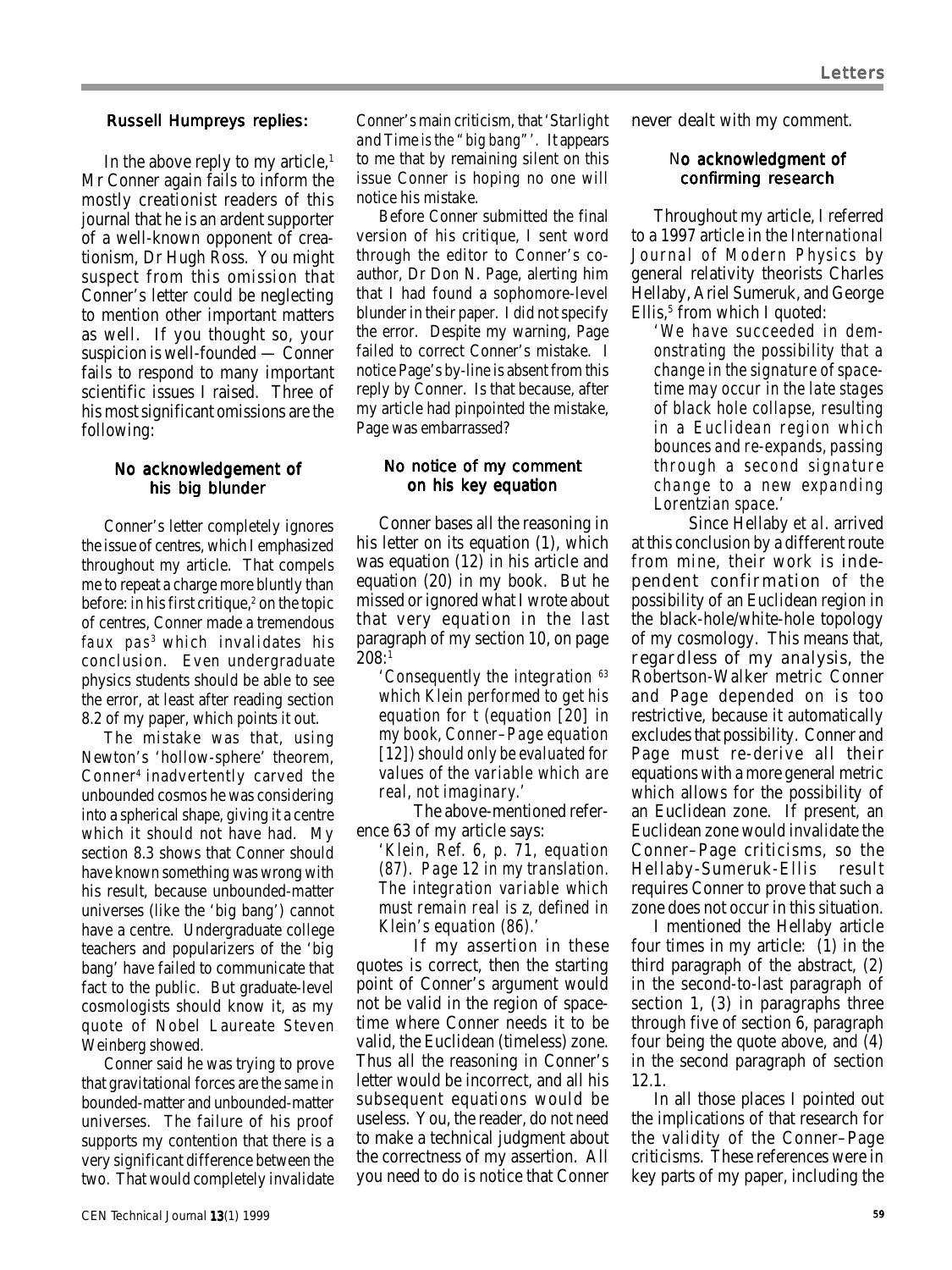## Russell Humpreys replies:

In the above reply to my article,[1] Mr Conner again fails to inform the mostly creationist readers of this journal that he is an ardent supporter of a well-known opponent of creationism, Dr Hugh Ross. You might suspect from this omission that Conner's letter could be neglecting to mention other important matters as well. If you thought so, your suspicion is well-founded — Conner fails to respond to many important scientific issues I raised. Three of his most significant omissions are the following:

### No acknowledgement of his big blunder

Conner's letter completely ignores the issue of centres, which I emphasized throughout my article. That compels me to repeat a charge more bluntly than before: in his first critique,[2] on the topic of centres, Conner made a tremendous *faux pas*[3] which invalidates his conclusion. Even undergraduate physics students should be able to see the error, at least after reading section 8.2 of my paper, which points it out.

The mistake was that, using Newton's 'hollow-sphere' theorem, Conner[4] inadvertently carved the unbounded cosmos he was considering into a spherical shape, giving it a centre which it should not have had. My section 8.3 shows that Conner should have known something was wrong with his result, because unbounded-matter universes (like the 'big bang') cannot have a centre. Undergraduate college teachers and popularizers of the 'big bang' have failed to communicate that fact to the public. But graduate-level cosmologists should know it, as my quote of Nobel Laureate Steven Weinberg showed.

Conner said he was trying to prove that gravitational forces are the same in bounded-matter and unbounded-matter universes. The failure of his proof supports my contention that there is a very significant difference between the two. That would completely invalidate Conner's main criticism, that '*Starlight and Time is the "big bang"*'. It appears to me that by remaining silent on this issue Conner is hoping no one will notice his mistake.

Before Conner submitted the final version of his critique, I sent word through the editor to Conner's co-author, Dr Don N. Page, alerting him that I had found a sophomore-level blunder in their paper. I *did not* specify the error. Despite my warning, Page failed to correct Conner's mistake. I notice Page's by-line is absent from this reply by Conner. Is that because, after my article had pinpointed the mistake, Page was embarrassed?

### No notice of my comment on his key equation

Conner bases all the reasoning in his letter on its equation (1), which was equation (12) in his article and equation (20) in my book. But he missed or ignored what I wrote about that very equation in the last paragraph of my section 10, on page 208:[1]

> '*Consequently the integration*[63] *which Klein performed to get his equation for t (equation [20] in my book, Conner–Page equation [12]) should only be evaluated for values of the variable which are real, not imaginary.*'

The above-mentioned reference 63 of my article says:

> '*Klein, Ref. 6, p. 71, equation (87). Page 12 in my translation. The integration variable which must remain real is z, defined in Klein's equation (86).*'

If my assertion in these quotes is correct, then the starting point of Conner's argument would not be valid in the region of spacetime where Conner needs it to be valid, the Euclidean (timeless) zone. Thus all the reasoning in Conner's letter would be incorrect, and all his subsequent equations would be useless. You, the reader, do not need to make a technical judgment about the correctness of my assertion. All you need to do is notice that Conner never dealt with my comment.

### No acknowledgment of confirming research

Throughout my article, I referred to a 1997 article in the *International Journal of Modern Physics* by general relativity theorists Charles Hellaby, Ariel Sumeruk, and George Ellis,[5] from which I quoted:

> '*We have succeeded in demonstrating the possibility that a change in the signature of spacetime may occur in the late stages of black hole collapse, resulting in a Euclidean region which bounces and re-expands, passing through a second signature change to a new expanding Lorentzian space.*'

Since Hellaby *et al.* arrived at this conclusion by a different route from mine, their work is independent confirmation of the possibility of an Euclidean region in the black-hole/white-hole topology of my cosmology. This means that, regardless of my analysis, the Robertson-Walker metric Conner and Page depended on is too restrictive, because it automatically excludes that possibility. Conner and Page must re-derive all their equations with a more general metric which allows for the possibility of an Euclidean zone. If present, an Euclidean zone would invalidate the Conner–Page criticisms, so the Hellaby-Sumeruk-Ellis result requires Conner to prove that such a zone does not occur in this situation.

I mentioned the Hellaby article four times in my article: (1) in the third paragraph of the abstract, (2) in the second-to-last paragraph of section 1, (3) in paragraphs three through five of section 6, paragraph four being the quote above, and (4) in the second paragraph of section 12.1.

In all those places I pointed out the implications of that research for the validity of the Conner–Page criticisms. These references were in key parts of my paper, including the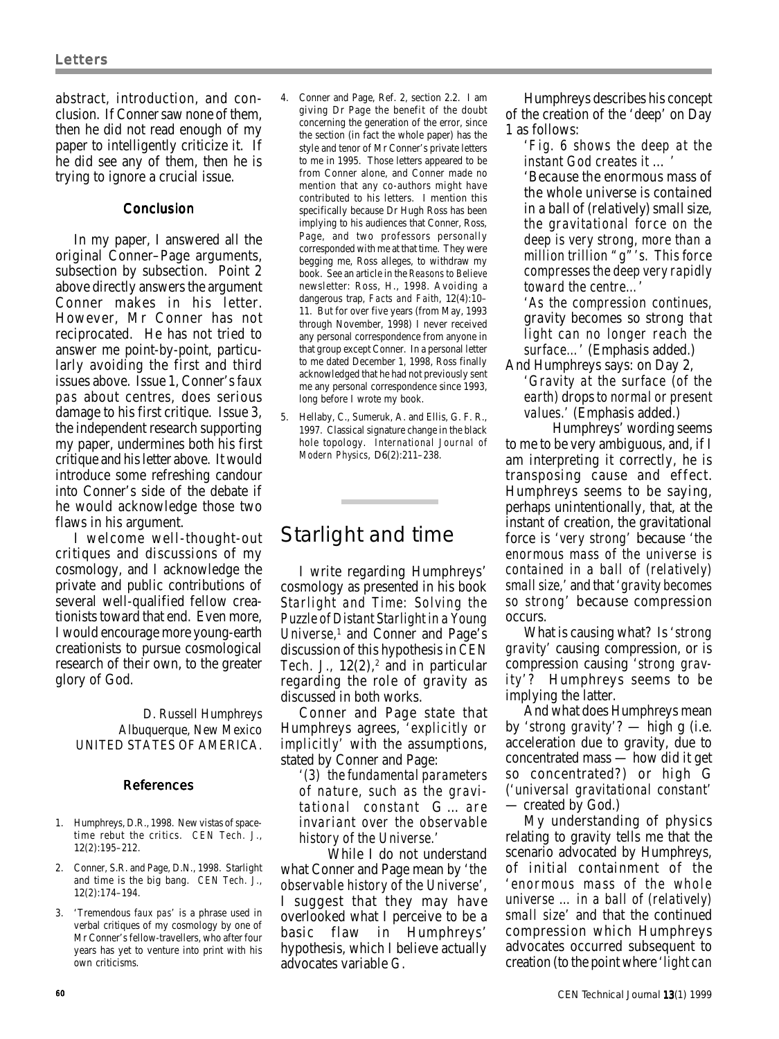abstract, introduction, and conclusion. If Conner saw none of them, then he did not read enough of my paper to intelligently criticize it. If he did see any of them, then he is trying to ignore a crucial issue.

### Conclusion

In my paper, I answered all the original Conner–Page arguments, subsection by subsection. Point 2 above directly answers the argument Conner makes in his letter. However, Mr Conner has not reciprocated. He has not tried to answer me point-by-point, particularly avoiding the first and third issues above. Issue 1, Conner's *faux pas* about centres, does serious damage to his first critique. Issue 3, the independent research supporting my paper, undermines both his first critique and his letter above. It would introduce some refreshing candour into Conner's side of the debate if he would acknowledge those two flaws in his argument.

I welcome well-thought-out critiques and discussions of my cosmology, and I acknowledge the private and public contributions of several well-qualified fellow creationists toward that end. Even more, I would encourage more young-earth creationists to pursue cosmological research of their own, to the greater glory of God.

D. Russell Humphreys
Albuquerque, New Mexico
UNITED STATES OF AMERICA.

### References

1. Humphreys, D.R., 1998. New vistas of space-time rebut the critics. *CEN Tech. J.*, 12(2):195–212.
2. Conner, S.R. and Page, D.N., 1998. Starlight and time is the big bang. *CEN Tech. J.*, 12(2):174–194.
3. 'Tremendous *faux pas*' is a phrase used in verbal critiques of my cosmology by one of Mr Conner's fellow-travellers, who after four years has yet to venture into print with his own criticisms.
4. Conner and Page, Ref. 2, section 2.2. I am giving Dr Page the benefit of the doubt concerning the generation of the error, since the section (in fact the whole paper) has the style and tenor of Mr Conner's private letters to me in 1995. Those letters appeared to be from Conner alone, and Conner made no mention that any co-authors might have contributed to his letters. I mention this specifically because Dr Hugh Ross has been implying to his audiences that Conner, Ross, Page, and two professors personally corresponded with me at that time. They were begging me, Ross alleges, to withdraw my book. See an article in the *Reasons to Believe* newsletter: Ross, H., 1998. Avoiding a dangerous trap, *Facts and Faith*, 12(4):10–11. But for over five years (from May, 1993 through November, 1998) I never received any personal correspondence from anyone in that group except Conner. In a personal letter to me dated December 1, 1998, Ross finally acknowledged that he had not previously sent me any personal correspondence since 1993, long before I wrote my book.
5. Hellaby, C., Sumeruk, A. and Ellis, G. F. R., 1997. Classical signature change in the black hole topology. *International Journal of Modern Physics*, D6(2):211–238.

## Starlight and time

I write regarding Humphreys' cosmology as presented in his book *Starlight and Time: Solving the Puzzle of Distant Starlight in a Young Universe*,[1] and Conner and Page's discussion of this hypothesis in *CEN Tech. J.*, 12(2),[2] and in particular regarding the role of gravity as discussed in both works.

Conner and Page state that Humphreys agrees, '*explicitly or implicitly*' with the assumptions, stated by Conner and Page:

> '*(3) the fundamental parameters of nature, such as the gravitational constant G ... are invariant over the observable history of the Universe.*'

While I do not understand what Conner and Page mean by '*the observable history of the Universe*', I suggest that they may have overlooked what I perceive to be a basic flaw in Humphreys' hypothesis, which I believe actually advocates variable G.

Humphreys describes his concept of the creation of the 'deep' on Day 1 as follows:

> '*Fig. 6 shows the deep at the instant God creates it ...*'
>
> '*Because the enormous mass of the whole universe is contained in a ball of (relatively) small size, the gravitational force on the deep is very strong, more than a million trillion "g"'s. This force compresses the deep very rapidly toward the centre...*'
>
> '*As the compression continues,* gravity becomes *so strong that light can no longer reach the surface...*' (Emphasis added.)

And Humphreys says: on Day 2,

> '*Gravity at the surface (of the earth)* drops *to normal or present values.*' (Emphasis added.)

Humphreys' wording seems to me to be very ambiguous, and, if I am interpreting it correctly, he is transposing cause and effect. Humphreys seems to be saying, perhaps unintentionally, that, at the instant of creation, the gravitational force is '*very strong*' because '*the enormous mass of the universe is contained in a ball of (relatively) small size*,' and that '*gravity becomes so strong*' because compression occurs.

What is causing what? Is '*strong gravity*' causing compression, or is compression causing '*strong gravity*'? Humphreys seems to be implying the latter.

And what does Humphreys mean by '*strong gravity*'? — high g (i.e. acceleration due to gravity, due to concentrated mass — how did it get so concentrated?) or high G ('*universal gravitational constant*' — created by God.)

My understanding of physics relating to gravity tells me that the scenario advocated by Humphreys, of initial containment of the '*enormous mass of the whole universe ... in a ball of (relatively) small size*' and that the continued compression which Humphreys advocates occurred subsequent to creation (to the point where '*light can*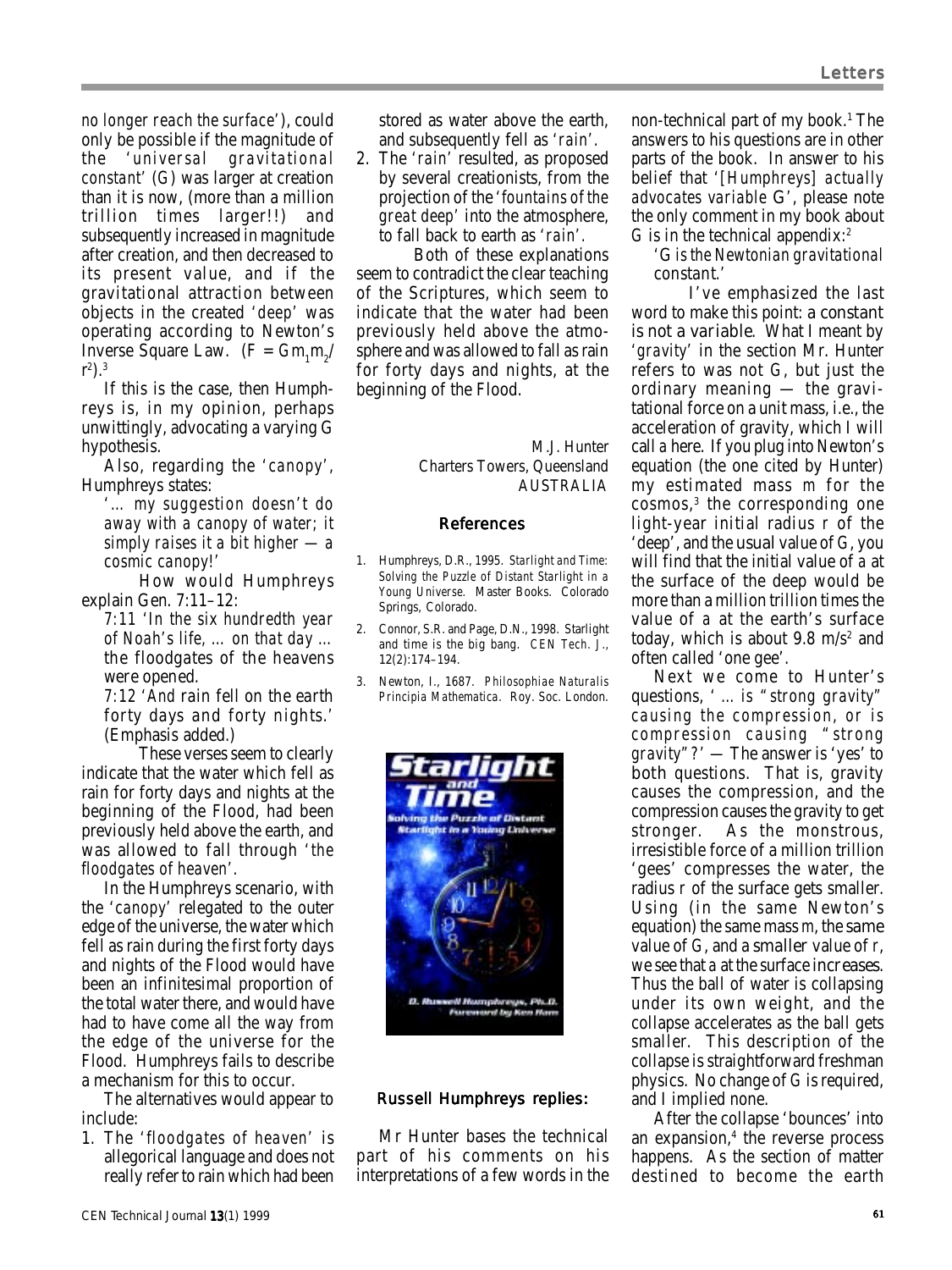*no longer reach the surface*'), could only be possible if the magnitude of the '*universal gravitational constant*' (G) was larger at creation than it is now, (more than a million trillion times larger!!) and subsequently increased in magnitude after creation, and then decreased to its present value, and if the gravitational attraction between objects in the created '*deep*' was operating according to Newton's Inverse Square Law. ($F = Gm_1m_2/r^2$).[3]

If this is the case, then Humphreys is, in my opinion, perhaps unwittingly, advocating a varying G hypothesis.

Also, regarding the '*canopy*', Humphreys states:

> '*… my suggestion doesn't do away with a canopy of water; it simply raises it a bit higher — a cosmic canopy!*'

How would Humphreys explain Gen. 7:11–12:

> 7:11 '*In the six hundredth year of Noah's life, … on that day …* the floodgates of the heavens were opened.
>
> 7:12 '*And rain fell on the earth forty days and forty nights*.' (Emphasis added.)

These verses seem to clearly indicate that the water which fell as rain for forty days and nights at the beginning of the Flood, had been previously held above the earth, and was allowed to fall through '*the floodgates of heaven*'.

In the Humphreys scenario, with the '*canopy*' relegated to the outer edge of the universe, the water which fell as rain during the first forty days and nights of the Flood would have been an infinitesimal proportion of the total water there, and would have had to have come all the way from the edge of the universe for the Flood. Humphreys fails to describe a mechanism for this to occur.

The alternatives would appear to include:

1. The '*floodgates of heaven*' is allegorical language and does not really refer to rain which had been stored as water above the earth, and subsequently fell as '*rain*'.
2. The '*rain*' resulted, as proposed by several creationists, from the projection of the '*fountains of the great deep*' into the atmosphere, to fall back to earth as '*rain*'.

Both of these explanations seem to contradict the clear teaching of the Scriptures, which seem to indicate that the water had been previously held above the atmosphere and was allowed to fall as rain for forty days and nights, at the beginning of the Flood.

M.J. Hunter
Charters Towers, Queensland
AUSTRALIA

## References

1. Humphreys, D.R., 1995. *Starlight and Time: Solving the Puzzle of Distant Starlight in a Young Universe*. Master Books. Colorado Springs, Colorado.
2. Connor, S.R. and Page, D.N., 1998. Starlight and time is the big bang. *CEN Tech. J.*, 12(2):174–194.
3. Newton, I., 1687. *Philosophiae Naturalis Principia Mathematica*. Roy. Soc. London.

## Russell Humphreys replies:

Mr Hunter bases the technical part of his comments on his interpretations of a few words in the non-technical part of my book.[1] The answers to his questions are in other parts of the book. In answer to his belief that '*[Humphreys] actually advocates variable* G', please note the only comment in my book about *G* is in the technical appendix:[2]

> '*G is the Newtonian gravitational* constant.'

I've emphasized the last word to make this point: a constant is not a variable. What I meant by '*gravity*' in the section Mr. Hunter refers to was not *G*, but just the ordinary meaning — the gravitational force on a unit mass, i.e., the acceleration of gravity, which I will call *a* here. If you plug into Newton's equation (the one cited by Hunter) my estimated mass *m* for the cosmos,[3] the corresponding one light-year initial radius r of the 'deep', and the usual value of G, you will find that the initial value of *a* at the surface of the deep would be more than a million trillion times the value of *a* at the earth's surface today, which is about 9.8 m/s$^2$ and often called 'one gee'.

Next we come to Hunter's questions, ' … is "*strong gravity*" *causing the compression, or is compression causing "strong gravity"?*' — The answer is 'yes' to both questions. That is, gravity causes the compression, and the compression causes the gravity to get stronger. As the monstrous, irresistible force of a million trillion 'gees' compresses the water, the radius r of the surface gets smaller. Using (in the same Newton's equation) the same mass *m*, the same value of G, and a smaller value of r, we see that *a* at the surface increases. Thus the ball of water is collapsing under its own weight, and the collapse accelerates as the ball gets smaller. This description of the collapse is straightforward freshman physics. No change of G is required, and I implied none.

After the collapse 'bounces' into an expansion,[4] the reverse process happens. As the section of matter destined to become the earth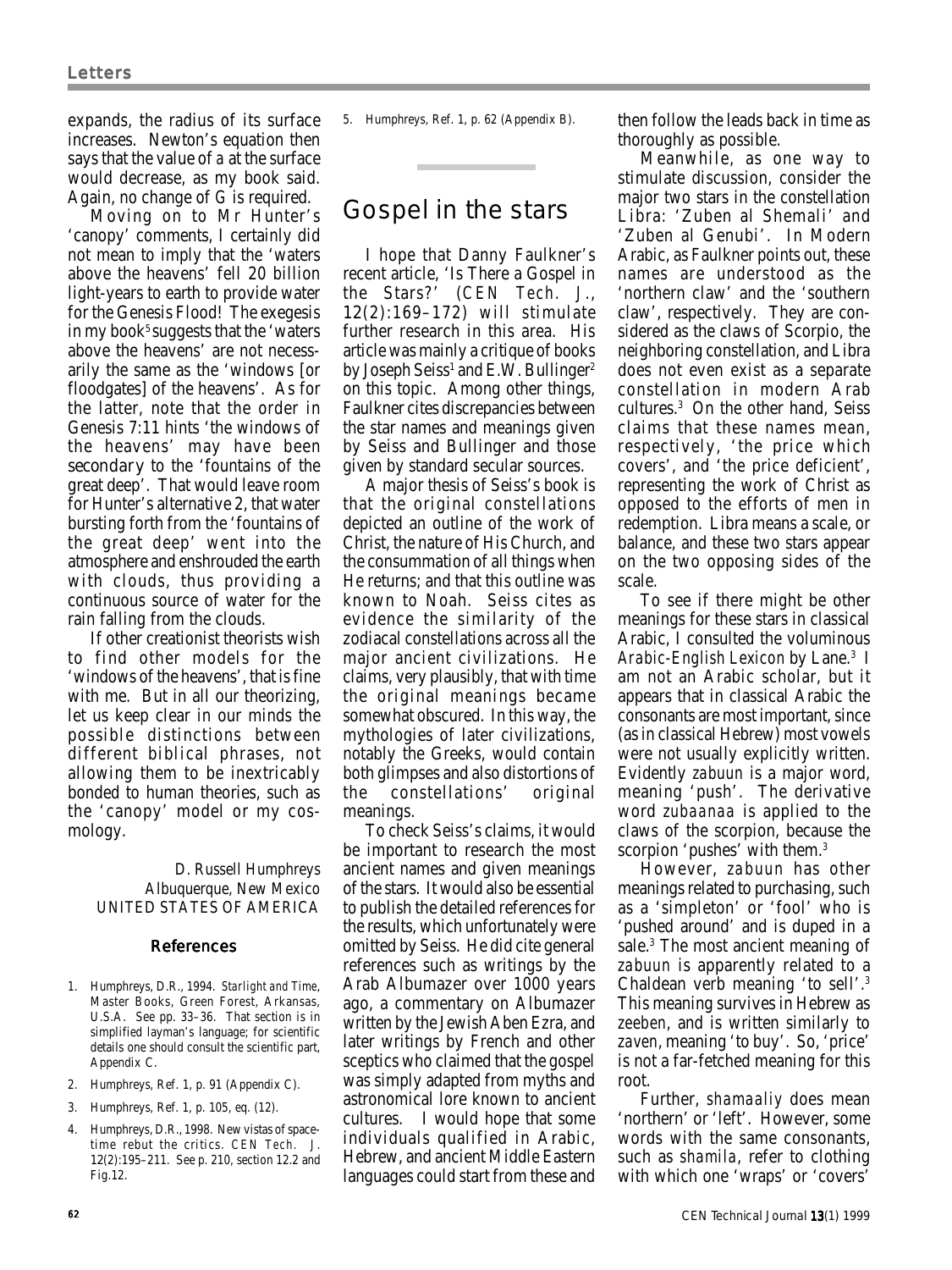expands, the radius of its surface increases. Newton's equation then says that the value of *a* at the surface would decrease, as my book said. Again, no change of *G* is required.

Moving on to Mr Hunter's 'canopy' comments, I certainly did not mean to imply that the 'waters above the heavens' fell 20 billion light-years to earth to provide water for the Genesis Flood! The exegesis in my book[5] suggests that the 'waters above the heavens' are not necessarily the same as the 'windows [or floodgates] of the heavens'. As for the latter, note that the order in Genesis 7:11 hints 'the windows of the heavens' may have been secondary to the 'fountains of the great deep'. That would leave room for Hunter's alternative 2, that water bursting forth from the 'fountains of the great deep' went into the atmosphere and enshrouded the earth with clouds, thus providing a continuous source of water for the rain falling from the clouds.

If other creationist theorists wish to find other models for the 'windows of the heavens', that is fine with me. But in all our theorizing, let us keep clear in our minds the possible distinctions between different biblical phrases, not allowing them to be inextricably bonded to human theories, such as the 'canopy' model or my cosmology.

*D. Russell Humphreys*
*Albuquerque, New Mexico*
*UNITED STATES OF AMERICA*

### References

1. Humphreys, D.R., 1994. *Starlight and Time*, Master Books, Green Forest, Arkansas, U.S.A. See pp. 33–36. That section is in simplified layman's language; for scientific details one should consult the scientific part, Appendix C.
2. Humphreys, Ref. 1, p. 91 (Appendix C).
3. Humphreys, Ref. 1, p. 105, eq. (12).
4. Humphreys, D.R., 1998. New vistas of space-time rebut the critics. *CEN Tech. J.* 12(2):195–211. See p. 210, section 12.2 and Fig.12.
5. Humphreys, Ref. 1, p. 62 (Appendix B).

## Gospel in the stars

I hope that Danny Faulkner's recent article, 'Is There a Gospel in the Stars?' (*CEN Tech. J.*, 12(2):169–172) will stimulate further research in this area. His article was mainly a critique of books by Joseph Seiss[1] and E.W. Bullinger[2] on this topic. Among other things, Faulkner cites discrepancies between the star names and meanings given by Seiss and Bullinger and those given by standard secular sources.

A major thesis of Seiss's book is that the original constellations depicted an outline of the work of Christ, the nature of His Church, and the consummation of all things when He returns; and that this outline was known to Noah. Seiss cites as evidence the similarity of the zodiacal constellations across all the major ancient civilizations. He claims, very plausibly, that with time the original meanings became somewhat obscured. In this way, the mythologies of later civilizations, notably the Greeks, would contain both glimpses and also distortions of the constellations' original meanings.

To check Seiss's claims, it would be important to research the most ancient names and given meanings of the stars. It would also be essential to publish the detailed references for the results, which unfortunately were omitted by Seiss. He did cite general references such as writings by the Arab Albumazer over 1000 years ago, a commentary on Albumazer written by the Jewish Aben Ezra, and later writings by French and other sceptics who claimed that the gospel was simply adapted from myths and astronomical lore known to ancient cultures. I would hope that some individuals qualified in Arabic, Hebrew, and ancient Middle Eastern languages could start from these and then follow the leads back in time as thoroughly as possible.

Meanwhile, as one way to stimulate discussion, consider the major two stars in the constellation Libra: 'Zuben al Shemali' and 'Zuben al Genubi'. In Modern Arabic, as Faulkner points out, these names are understood as the 'northern claw' and the 'southern claw', respectively. They are considered as the claws of Scorpio, the neighboring constellation, and Libra does not even exist as a separate constellation in modern Arab cultures.[3] On the other hand, Seiss claims that these names mean, respectively, 'the price which covers', and 'the price deficient', representing the work of Christ as opposed to the efforts of men in redemption. Libra means a scale, or balance, and these two stars appear on the two opposing sides of the scale.

To see if there might be other meanings for these stars in classical Arabic, I consulted the voluminous *Arabic-English Lexicon* by Lane.[3] I am not an Arabic scholar, but it appears that in classical Arabic the consonants are most important, since (as in classical Hebrew) most vowels were not usually explicitly written. Evidently *zabuun* is a major word, meaning 'push'. The derivative word *zubaanaa* is applied to the claws of the scorpion, because the scorpion 'pushes' with them.[3]

However, *zabuun* has other meanings related to purchasing, such as a 'simpleton' or 'fool' who is 'pushed around' and is duped in a sale.[3] The most ancient meaning of *zabuun* is apparently related to a Chaldean verb meaning 'to sell'.[3] This meaning survives in Hebrew as *zeeben*, and is written similarly to *zaven*, meaning 'to buy'. So, 'price' is not a far-fetched meaning for this root.

Further, *shamaaliy* does mean 'northern' or 'left'. However, some words with the same consonants, such as *shamila*, refer to clothing with which one 'wraps' or 'covers'